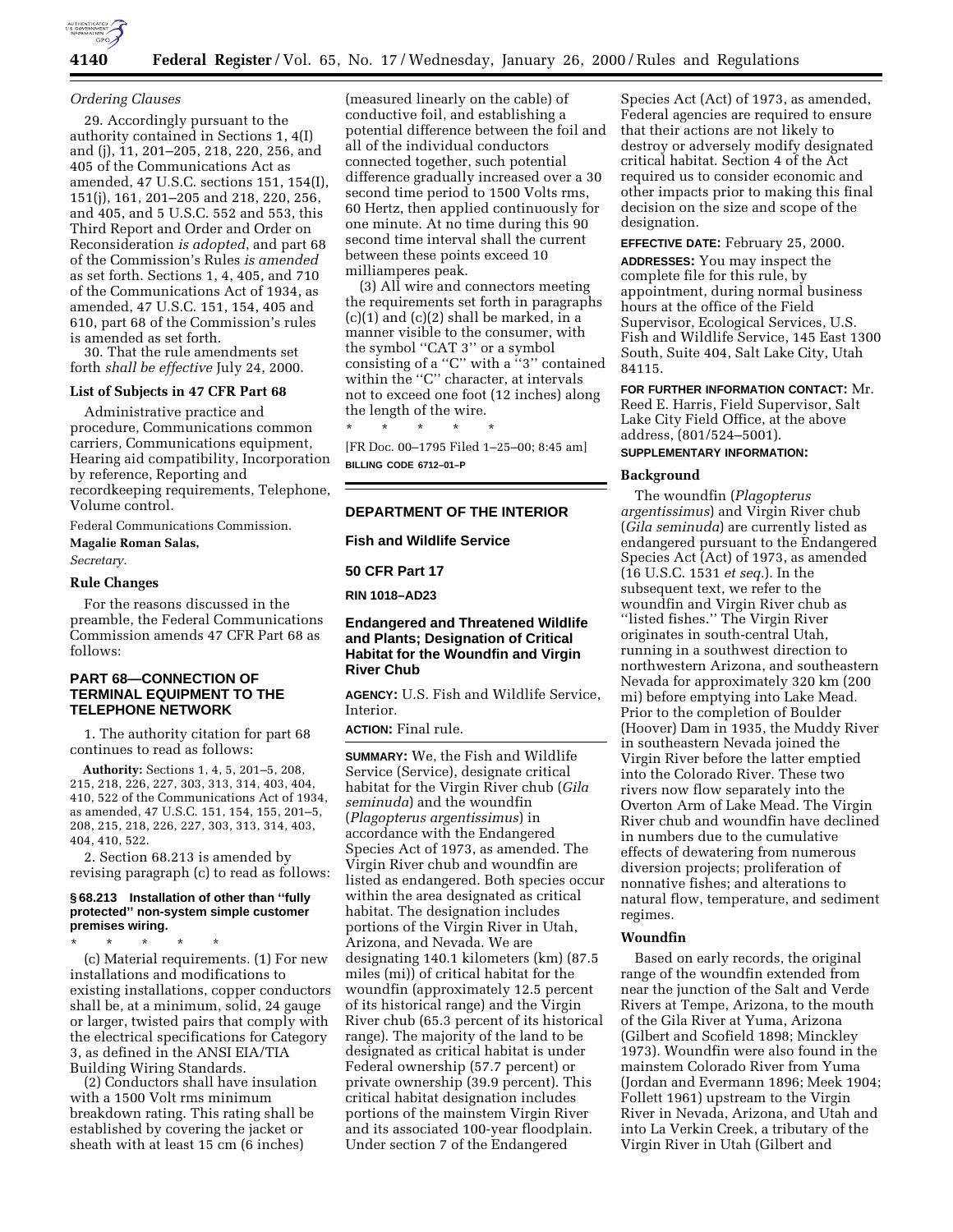*Ordering Clauses*

29. Accordingly pursuant to the authority contained in Sections 1, 4(I) and (j), 11, 201–205, 218, 220, 256, and 405 of the Communications Act as amended, 47 U.S.C. sections 151, 154(I), 151(j), 161, 201–205 and 218, 220, 256, and 405, and 5 U.S.C. 552 and 553, this Third Report and Order and Order on Reconsideration *is adopted*, and part 68 of the Commission's Rules *is amended* as set forth. Sections 1, 4, 405, and 710 of the Communications Act of 1934, as amended, 47 U.S.C. 151, 154, 405 and 610, part 68 of the Commission's rules is amended as set forth.

30. That the rule amendments set forth *shall be effective* July 24, 2000.

**List of Subjects in 47 CFR Part 68**

Administrative practice and procedure, Communications common carriers, Communications equipment, Hearing aid compatibility, Incorporation by reference, Reporting and recordkeeping requirements, Telephone, Volume control.

Federal Communications Commission.

**Magalie Roman Salas,**

*Secretary.*

**Rule Changes**

For the reasons discussed in the preamble, the Federal Communications Commission amends 47 CFR Part 68 as follows:

## PART 68—CONNECTION OF TERMINAL EQUIPMENT TO THE TELEPHONE NETWORK

1. The authority citation for part 68 continues to read as follows:

**Authority:** Sections 1, 4, 5, 201–5, 208, 215, 218, 226, 227, 303, 313, 314, 403, 404, 410, 522 of the Communications Act of 1934, as amended, 47 U.S.C. 151, 154, 155, 201–5, 208, 215, 218, 226, 227, 303, 313, 314, 403, 404, 410, 522.

2. Section 68.213 is amended by revising paragraph (c) to read as follows:

**§ 68.213 Installation of other than "fully protected" non-system simple customer premises wiring.**

\* \* \* \* \*

(c) Material requirements. (1) For new installations and modifications to existing installations, copper conductors shall be, at a minimum, solid, 24 gauge or larger, twisted pairs that comply with the electrical specifications for Category 3, as defined in the ANSI EIA/TIA Building Wiring Standards.

(2) Conductors shall have insulation with a 1500 Volt rms minimum breakdown rating. This rating shall be established by covering the jacket or sheath with at least 15 cm (6 inches) (measured linearly on the cable) of conductive foil, and establishing a potential difference between the foil and all of the individual conductors connected together, such potential difference gradually increased over a 30 second time period to 1500 Volts rms, 60 Hertz, then applied continuously for one minute. At no time during this 90 second time interval shall the current between these points exceed 10 milliamperes peak.

(3) All wire and connectors meeting the requirements set forth in paragraphs (c)(1) and (c)(2) shall be marked, in a manner visible to the consumer, with the symbol "CAT 3" or a symbol consisting of a "C" with a "3" contained within the "C" character, at intervals not to exceed one foot (12 inches) along the length of the wire.

\* \* \* \* \*

[FR Doc. 00–1795 Filed 1–25–00; 8:45 am]

**BILLING CODE 6712–01–P**

---

## DEPARTMENT OF THE INTERIOR

### Fish and Wildlife Service

### 50 CFR Part 17

### RIN 1018–AD23

## Endangered and Threatened Wildlife and Plants; Designation of Critical Habitat for the Woundfin and Virgin River Chub

**AGENCY:** U.S. Fish and Wildlife Service, Interior.

**ACTION:** Final rule.

**SUMMARY:** We, the Fish and Wildlife Service (Service), designate critical habitat for the Virgin River chub (*Gila seminuda*) and the woundfin (*Plagopterus argentissimus*) in accordance with the Endangered Species Act of 1973, as amended. The Virgin River chub and woundfin are listed as endangered. Both species occur within the area designated as critical habitat. The designation includes portions of the Virgin River in Utah, Arizona, and Nevada. We are designating 140.1 kilometers (km) (87.5 miles (mi)) of critical habitat for the woundfin (approximately 12.5 percent of its historical range) and the Virgin River chub (65.3 percent of its historical range). The majority of the land to be designated as critical habitat is under Federal ownership (57.7 percent) or private ownership (39.9 percent). This critical habitat designation includes portions of the mainstem Virgin River and its associated 100-year floodplain. Under section 7 of the Endangered Species Act (Act) of 1973, as amended, Federal agencies are required to ensure that their actions are not likely to destroy or adversely modify designated critical habitat. Section 4 of the Act required us to consider economic and other impacts prior to making this final decision on the size and scope of the designation.

**EFFECTIVE DATE:** February 25, 2000.

**ADDRESSES:** You may inspect the complete file for this rule, by appointment, during normal business hours at the office of the Field Supervisor, Ecological Services, U.S. Fish and Wildlife Service, 145 East 1300 South, Suite 404, Salt Lake City, Utah 84115.

**FOR FURTHER INFORMATION CONTACT:** Mr. Reed E. Harris, Field Supervisor, Salt Lake City Field Office, at the above address, (801/524–5001).

**SUPPLEMENTARY INFORMATION:**

### Background

The woundfin (*Plagopterus argentissimus*) and Virgin River chub (*Gila seminuda*) are currently listed as endangered pursuant to the Endangered Species Act (Act) of 1973, as amended (16 U.S.C. 1531 *et seq.*). In the subsequent text, we refer to the woundfin and Virgin River chub as "listed fishes." The Virgin River originates in south-central Utah, running in a southwest direction to northwestern Arizona, and southeastern Nevada for approximately 320 km (200 mi) before emptying into Lake Mead. Prior to the completion of Boulder (Hoover) Dam in 1935, the Muddy River in southeastern Nevada joined the Virgin River before the latter emptied into the Colorado River. These two rivers now flow separately into the Overton Arm of Lake Mead. The Virgin River chub and woundfin have declined in numbers due to the cumulative effects of dewatering from numerous diversion projects; proliferation of nonnative fishes; and alterations to natural flow, temperature, and sediment regimes.

### Woundfin

Based on early records, the original range of the woundfin extended from near the junction of the Salt and Verde Rivers at Tempe, Arizona, to the mouth of the Gila River at Yuma, Arizona (Gilbert and Scofield 1898; Minckley 1973). Woundfin were also found in the mainstem Colorado River from Yuma (Jordan and Evermann 1896; Meek 1904; Follett 1961) upstream to the Virgin River in Nevada, Arizona, and Utah and into La Verkin Creek, a tributary of the Virgin River in Utah (Gilbert and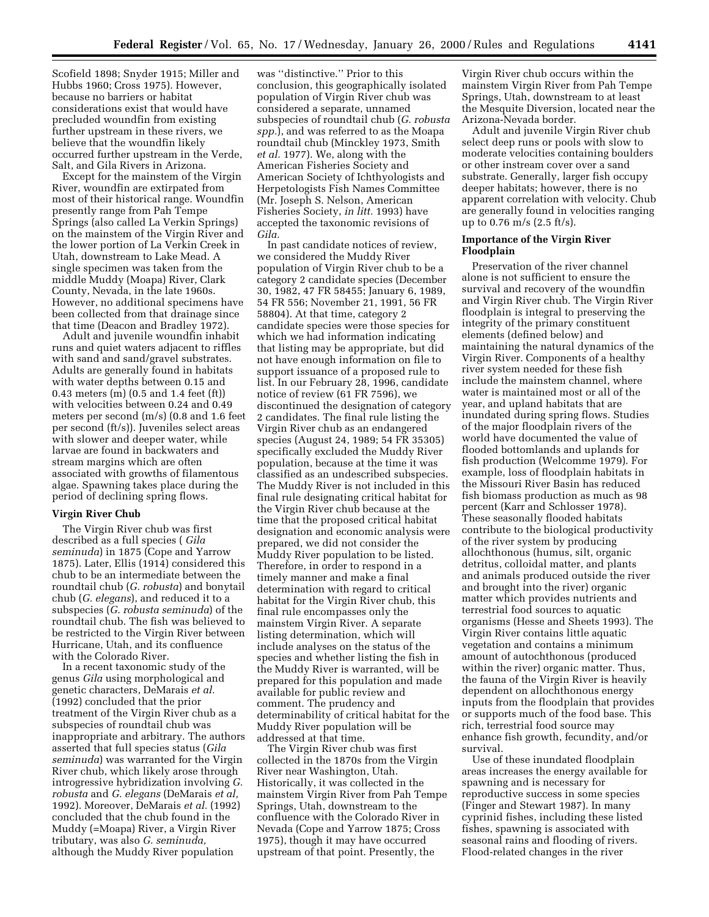Scofield 1898; Snyder 1915; Miller and Hubbs 1960; Cross 1975). However, because no barriers or habitat considerations exist that would have precluded woundfin from existing further upstream in these rivers, we believe that the woundfin likely occurred further upstream in the Verde, Salt, and Gila Rivers in Arizona.

Except for the mainstem of the Virgin River, woundfin are extirpated from most of their historical range. Woundfin presently range from Pah Tempe Springs (also called La Verkin Springs) on the mainstem of the Virgin River and the lower portion of La Verkin Creek in Utah, downstream to Lake Mead. A single specimen was taken from the middle Muddy (Moapa) River, Clark County, Nevada, in the late 1960s. However, no additional specimens have been collected from that drainage since that time (Deacon and Bradley 1972).

Adult and juvenile woundfin inhabit runs and quiet waters adjacent to riffles with sand and sand/gravel substrates. Adults are generally found in habitats with water depths between 0.15 and 0.43 meters (m) (0.5 and 1.4 feet (ft)) with velocities between 0.24 and 0.49 meters per second (m/s) (0.8 and 1.6 feet per second (ft/s)). Juveniles select areas with slower and deeper water, while larvae are found in backwaters and stream margins which are often associated with growths of filamentous algae. Spawning takes place during the period of declining spring flows.

### Virgin River Chub

The Virgin River chub was first described as a full species ( *Gila seminuda*) in 1875 (Cope and Yarrow 1875). Later, Ellis (1914) considered this chub to be an intermediate between the roundtail chub (*G. robusta*) and bonytail chub (*G. elegans*), and reduced it to a subspecies (*G. robusta seminuda*) of the roundtail chub. The fish was believed to be restricted to the Virgin River between Hurricane, Utah, and its confluence with the Colorado River.

In a recent taxonomic study of the genus *Gila* using morphological and genetic characters, DeMarais *et al.* (1992) concluded that the prior treatment of the Virgin River chub as a subspecies of roundtail chub was inappropriate and arbitrary. The authors asserted that full species status (*Gila seminuda*) was warranted for the Virgin River chub, which likely arose through introgressive hybridization involving *G. robusta* and *G. elegans* (DeMarais *et al,* 1992). Moreover, DeMarais *et al.* (1992) concluded that the chub found in the Muddy (=Moapa) River, a Virgin River tributary, was also *G. seminuda,* although the Muddy River population was ''distinctive.'' Prior to this conclusion, this geographically isolated population of Virgin River chub was considered a separate, unnamed subspecies of roundtail chub (*G. robusta spp.*), and was referred to as the Moapa roundtail chub (Minckley 1973, Smith *et al.* 1977). We, along with the American Fisheries Society and American Society of Ichthyologists and Herpetologists Fish Names Committee (Mr. Joseph S. Nelson, American Fisheries Society, *in litt.* 1993) have accepted the taxonomic revisions of *Gila.*

In past candidate notices of review, we considered the Muddy River population of Virgin River chub to be a category 2 candidate species (December 30, 1982, 47 FR 58455; January 6, 1989, 54 FR 556; November 21, 1991, 56 FR 58804). At that time, category 2 candidate species were those species for which we had information indicating that listing may be appropriate, but did not have enough information on file to support issuance of a proposed rule to list. In our February 28, 1996, candidate notice of review (61 FR 7596), we discontinued the designation of category 2 candidates. The final rule listing the Virgin River chub as an endangered species (August 24, 1989; 54 FR 35305) specifically excluded the Muddy River population, because at the time it was classified as an undescribed subspecies. The Muddy River is not included in this final rule designating critical habitat for the Virgin River chub because at the time that the proposed critical habitat designation and economic analysis were prepared, we did not consider the Muddy River population to be listed. Therefore, in order to respond in a timely manner and make a final determination with regard to critical habitat for the Virgin River chub, this final rule encompasses only the mainstem Virgin River. A separate listing determination, which will include analyses on the status of the species and whether listing the fish in the Muddy River is warranted, will be prepared for this population and made available for public review and comment. The prudency and determinability of critical habitat for the Muddy River population will be addressed at that time.

The Virgin River chub was first collected in the 1870s from the Virgin River near Washington, Utah. Historically, it was collected in the mainstem Virgin River from Pah Tempe Springs, Utah, downstream to the confluence with the Colorado River in Nevada (Cope and Yarrow 1875; Cross 1975), though it may have occurred upstream of that point. Presently, the Virgin River chub occurs within the mainstem Virgin River from Pah Tempe Springs, Utah, downstream to at least the Mesquite Diversion, located near the Arizona-Nevada border.

Adult and juvenile Virgin River chub select deep runs or pools with slow to moderate velocities containing boulders or other instream cover over a sand substrate. Generally, larger fish occupy deeper habitats; however, there is no apparent correlation with velocity. Chub are generally found in velocities ranging up to 0.76 m/s (2.5 ft/s).

### Importance of the Virgin River Floodplain

Preservation of the river channel alone is not sufficient to ensure the survival and recovery of the woundfin and Virgin River chub. The Virgin River floodplain is integral to preserving the integrity of the primary constituent elements (defined below) and maintaining the natural dynamics of the Virgin River. Components of a healthy river system needed for these fish include the mainstem channel, where water is maintained most or all of the year, and upland habitats that are inundated during spring flows. Studies of the major floodplain rivers of the world have documented the value of flooded bottomlands and uplands for fish production (Welcomme 1979). For example, loss of floodplain habitats in the Missouri River Basin has reduced fish biomass production as much as 98 percent (Karr and Schlosser 1978). These seasonally flooded habitats contribute to the biological productivity of the river system by producing allochthonous (humus, silt, organic detritus, colloidal matter, and plants and animals produced outside the river and brought into the river) organic matter which provides nutrients and terrestrial food sources to aquatic organisms (Hesse and Sheets 1993). The Virgin River contains little aquatic vegetation and contains a minimum amount of autochthonous (produced within the river) organic matter. Thus, the fauna of the Virgin River is heavily dependent on allochthonous energy inputs from the floodplain that provides or supports much of the food base. This rich, terrestrial food source may enhance fish growth, fecundity, and/or survival.

Use of these inundated floodplain areas increases the energy available for spawning and is necessary for reproductive success in some species (Finger and Stewart 1987). In many cyprinid fishes, including these listed fishes, spawning is associated with seasonal rains and flooding of rivers. Flood-related changes in the river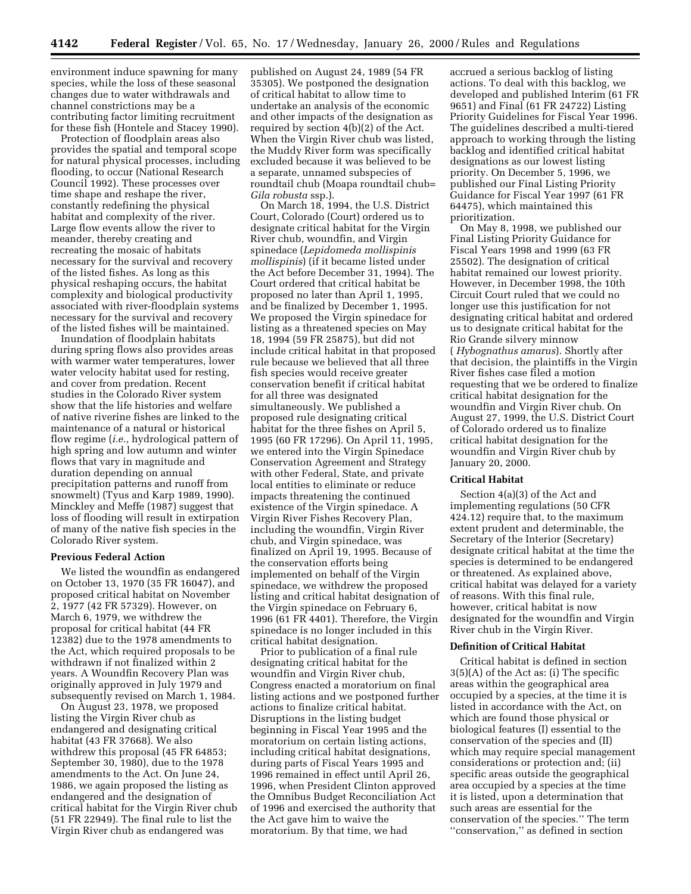environment induce spawning for many species, while the loss of these seasonal changes due to water withdrawals and channel constrictions may be a contributing factor limiting recruitment for these fish (Hontele and Stacey 1990).

Protection of floodplain areas also provides the spatial and temporal scope for natural physical processes, including flooding, to occur (National Research Council 1992). These processes over time shape and reshape the river, constantly redefining the physical habitat and complexity of the river. Large flow events allow the river to meander, thereby creating and recreating the mosaic of habitats necessary for the survival and recovery of the listed fishes. As long as this physical reshaping occurs, the habitat complexity and biological productivity associated with river-floodplain systems necessary for the survival and recovery of the listed fishes will be maintained.

Inundation of floodplain habitats during spring flows also provides areas with warmer water temperatures, lower water velocity habitat used for resting, and cover from predation. Recent studies in the Colorado River system show that the life histories and welfare of native riverine fishes are linked to the maintenance of a natural or historical flow regime (*i.e.*, hydrological pattern of high spring and low autumn and winter flows that vary in magnitude and duration depending on annual precipitation patterns and runoff from snowmelt) (Tyus and Karp 1989, 1990). Minckley and Meffe (1987) suggest that loss of flooding will result in extirpation of many of the native fish species in the Colorado River system.

### Previous Federal Action

We listed the woundfin as endangered on October 13, 1970 (35 FR 16047), and proposed critical habitat on November 2, 1977 (42 FR 57329). However, on March 6, 1979, we withdrew the proposal for critical habitat (44 FR 12382) due to the 1978 amendments to the Act, which required proposals to be withdrawn if not finalized within 2 years. A Woundfin Recovery Plan was originally approved in July 1979 and subsequently revised on March 1, 1984.

On August 23, 1978, we proposed listing the Virgin River chub as endangered and designating critical habitat (43 FR 37668). We also withdrew this proposal (45 FR 64853; September 30, 1980), due to the 1978 amendments to the Act. On June 24, 1986, we again proposed the listing as endangered and the designation of critical habitat for the Virgin River chub (51 FR 22949). The final rule to list the Virgin River chub as endangered was published on August 24, 1989 (54 FR 35305). We postponed the designation of critical habitat to allow time to undertake an analysis of the economic and other impacts of the designation as required by section 4(b)(2) of the Act. When the Virgin River chub was listed, the Muddy River form was specifically excluded because it was believed to be a separate, unnamed subspecies of roundtail chub (Moapa roundtail chub= *Gila robusta* ssp.).

On March 18, 1994, the U.S. District Court, Colorado (Court) ordered us to designate critical habitat for the Virgin River chub, woundfin, and Virgin spinedace (*Lepidomeda mollispinis mollispinis*) (if it became listed under the Act before December 31, 1994). The Court ordered that critical habitat be proposed no later than April 1, 1995, and be finalized by December 1, 1995. We proposed the Virgin spinedace for listing as a threatened species on May 18, 1994 (59 FR 25875), but did not include critical habitat in that proposed rule because we believed that all three fish species would receive greater conservation benefit if critical habitat for all three was designated simultaneously. We published a proposed rule designating critical habitat for the three fishes on April 5, 1995 (60 FR 17296). On April 11, 1995, we entered into the Virgin Spinedace Conservation Agreement and Strategy with other Federal, State, and private local entities to eliminate or reduce impacts threatening the continued existence of the Virgin spinedace. A Virgin River Fishes Recovery Plan, including the woundfin, Virgin River chub, and Virgin spinedace, was finalized on April 19, 1995. Because of the conservation efforts being implemented on behalf of the Virgin spinedace, we withdrew the proposed listing and critical habitat designation of the Virgin spinedace on February 6, 1996 (61 FR 4401). Therefore, the Virgin spinedace is no longer included in this critical habitat designation.

Prior to publication of a final rule designating critical habitat for the woundfin and Virgin River chub, Congress enacted a moratorium on final listing actions and we postponed further actions to finalize critical habitat. Disruptions in the listing budget beginning in Fiscal Year 1995 and the moratorium on certain listing actions, including critical habitat designations, during parts of Fiscal Years 1995 and 1996 remained in effect until April 26, 1996, when President Clinton approved the Omnibus Budget Reconciliation Act of 1996 and exercised the authority that the Act gave him to waive the moratorium. By that time, we had accrued a serious backlog of listing actions. To deal with this backlog, we developed and published Interim (61 FR 9651) and Final (61 FR 24722) Listing Priority Guidelines for Fiscal Year 1996. The guidelines described a multi-tiered approach to working through the listing backlog and identified critical habitat designations as our lowest listing priority. On December 5, 1996, we published our Final Listing Priority Guidance for Fiscal Year 1997 (61 FR 64475), which maintained this prioritization.

On May 8, 1998, we published our Final Listing Priority Guidance for Fiscal Years 1998 and 1999 (63 FR 25502). The designation of critical habitat remained our lowest priority. However, in December 1998, the 10th Circuit Court ruled that we could no longer use this justification for not designating critical habitat and ordered us to designate critical habitat for the Rio Grande silvery minnow (*Hybognathus amarus*). Shortly after that decision, the plaintiffs in the Virgin River fishes case filed a motion requesting that we be ordered to finalize critical habitat designation for the woundfin and Virgin River chub. On August 27, 1999, the U.S. District Court of Colorado ordered us to finalize critical habitat designation for the woundfin and Virgin River chub by January 20, 2000.

### Critical Habitat

Section 4(a)(3) of the Act and implementing regulations (50 CFR 424.12) require that, to the maximum extent prudent and determinable, the Secretary of the Interior (Secretary) designate critical habitat at the time the species is determined to be endangered or threatened. As explained above, critical habitat was delayed for a variety of reasons. With this final rule, however, critical habitat is now designated for the woundfin and Virgin River chub in the Virgin River.

### Definition of Critical Habitat

Critical habitat is defined in section 3(5)(A) of the Act as: (i) The specific areas within the geographical area occupied by a species, at the time it is listed in accordance with the Act, on which are found those physical or biological features (I) essential to the conservation of the species and (II) which may require special management considerations or protection and; (ii) specific areas outside the geographical area occupied by a species at the time it is listed, upon a determination that such areas are essential for the conservation of the species.'' The term ''conservation,'' as defined in section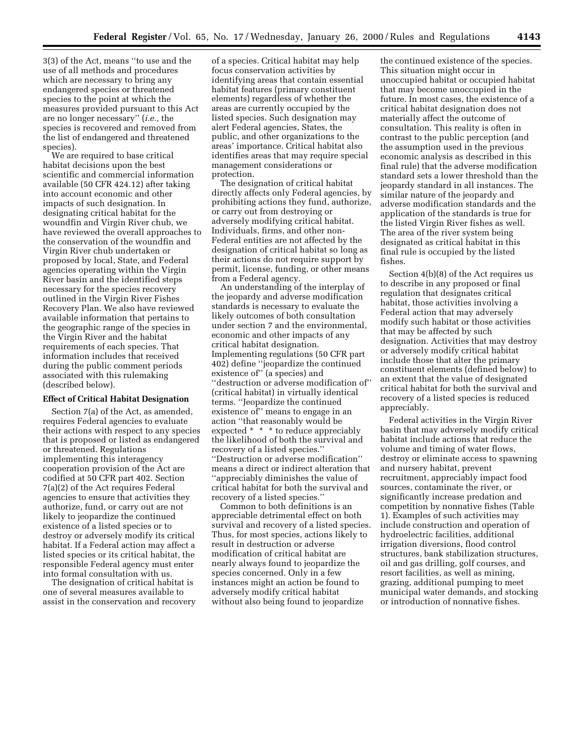3(3) of the Act, means "to use and the use of all methods and procedures which are necessary to bring any endangered species or threatened species to the point at which the measures provided pursuant to this Act are no longer necessary" (*i.e.,* the species is recovered and removed from the list of endangered and threatened species).

We are required to base critical habitat decisions upon the best scientific and commercial information available (50 CFR 424.12) after taking into account economic and other impacts of such designation. In designating critical habitat for the woundfin and Virgin River chub, we have reviewed the overall approaches to the conservation of the woundfin and Virgin River chub undertaken or proposed by local, State, and Federal agencies operating within the Virgin River basin and the identified steps necessary for the species recovery outlined in the Virgin River Fishes Recovery Plan. We also have reviewed available information that pertains to the geographic range of the species in the Virgin River and the habitat requirements of each species. That information includes that received during the public comment periods associated with this rulemaking (described below).

**Effect of Critical Habitat Designation**

Section 7(a) of the Act, as amended, requires Federal agencies to evaluate their actions with respect to any species that is proposed or listed as endangered or threatened. Regulations implementing this interagency cooperation provision of the Act are codified at 50 CFR part 402. Section 7(a)(2) of the Act requires Federal agencies to ensure that activities they authorize, fund, or carry out are not likely to jeopardize the continued existence of a listed species or to destroy or adversely modify its critical habitat. If a Federal action may affect a listed species or its critical habitat, the responsible Federal agency must enter into formal consultation with us.

The designation of critical habitat is one of several measures available to assist in the conservation and recovery of a species. Critical habitat may help focus conservation activities by identifying areas that contain essential habitat features (primary constituent elements) regardless of whether the areas are currently occupied by the listed species. Such designation may alert Federal agencies, States, the public, and other organizations to the areas' importance. Critical habitat also identifies areas that may require special management considerations or protection.

The designation of critical habitat directly affects only Federal agencies, by prohibiting actions they fund, authorize, or carry out from destroying or adversely modifying critical habitat. Individuals, firms, and other non-Federal entities are not affected by the designation of critical habitat so long as their actions do not require support by permit, license, funding, or other means from a Federal agency.

An understanding of the interplay of the jeopardy and adverse modification standards is necessary to evaluate the likely outcomes of both consultation under section 7 and the environmental, economic and other impacts of any critical habitat designation. Implementing regulations (50 CFR part 402) define "jeopardize the continued existence of" (a species) and "destruction or adverse modification of" (critical habitat) in virtually identical terms. "Jeopardize the continued existence of" means to engage in an action "that reasonably would be expected * * * to reduce appreciably the likelihood of both the survival and recovery of a listed species." "Destruction or adverse modification" means a direct or indirect alteration that "appreciably diminishes the value of critical habitat for both the survival and recovery of a listed species."

Common to both definitions is an appreciable detrimental effect on both survival and recovery of a listed species. Thus, for most species, actions likely to result in destruction or adverse modification of critical habitat are nearly always found to jeopardize the species concerned. Only in a few instances might an action be found to adversely modify critical habitat without also being found to jeopardize the continued existence of the species. This situation might occur in unoccupied habitat or occupied habitat that may become unoccupied in the future. In most cases, the existence of a critical habitat designation does not materially affect the outcome of consultation. This reality is often in contrast to the public perception (and the assumption used in the previous economic analysis as described in this final rule) that the adverse modification standard sets a lower threshold than the jeopardy standard in all instances. The similar nature of the jeopardy and adverse modification standards and the application of the standards is true for the listed Virgin River fishes as well. The area of the river system being designated as critical habitat in this final rule is occupied by the listed fishes.

Section 4(b)(8) of the Act requires us to describe in any proposed or final regulation that designates critical habitat, those activities involving a Federal action that may adversely modify such habitat or those activities that may be affected by such designation. Activities that may destroy or adversely modify critical habitat include those that alter the primary constituent elements (defined below) to an extent that the value of designated critical habitat for both the survival and recovery of a listed species is reduced appreciably.

Federal activities in the Virgin River basin that may adversely modify critical habitat include actions that reduce the volume and timing of water flows, destroy or eliminate access to spawning and nursery habitat, prevent recruitment, appreciably impact food sources, contaminate the river, or significantly increase predation and competition by nonnative fishes (Table 1). Examples of such activities may include construction and operation of hydroelectric facilities, additional irrigation diversions, flood control structures, bank stabilization structures, oil and gas drilling, golf courses, and resort facilities, as well as mining, grazing, additional pumping to meet municipal water demands, and stocking or introduction of nonnative fishes.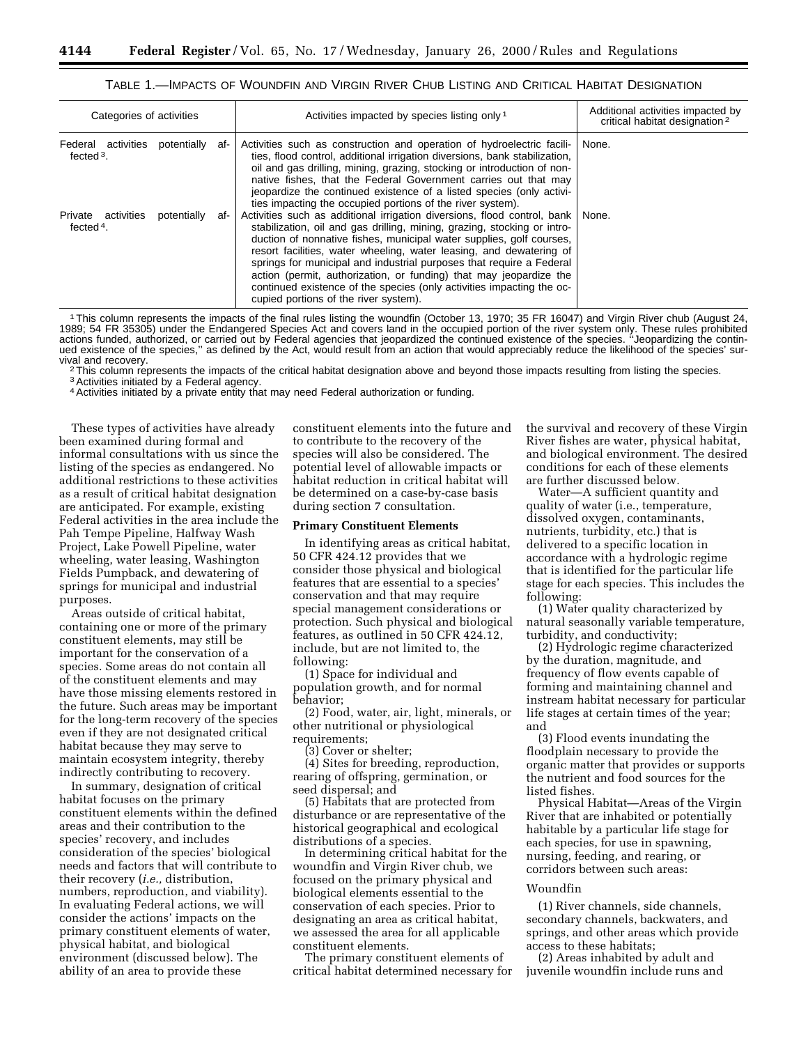TABLE 1.—IMPACTS OF WOUNDFIN AND VIRGIN RIVER CHUB LISTING AND CRITICAL HABITAT DESIGNATION

| Categories of activities | Activities impacted by species listing only [1] | Additional activities impacted by critical habitat designation [2] |
|---|---|---|
| Federal activities potentially affected [3]. | Activities such as construction and operation of hydroelectric facilities, flood control, additional irrigation diversions, bank stabilization, oil and gas drilling, mining, grazing, stocking or introduction of non-native fishes, that the Federal Government carries out that may jeopardize the continued existence of a listed species (only activities impacting the occupied portions of the river system). | None. |
| Private activities potentially affected [4]. | Activities such as additional irrigation diversions, flood control, bank stabilization, oil and gas drilling, mining, grazing, stocking or introduction of nonnative fishes, municipal water supplies, golf courses, resort facilities, water wheeling, water leasing, and dewatering of springs for municipal and industrial purposes that require a Federal action (permit, authorization, or funding) that may jeopardize the continued existence of the species (only activities impacting the occupied portions of the river system). | None. |

[1] This column represents the impacts of the final rules listing the woundfin (October 13, 1970; 35 FR 16047) and Virgin River chub (August 24, 1989; 54 FR 35305) under the Endangered Species Act and covers land in the occupied portion of the river system only. These rules prohibited actions funded, authorized, or carried out by Federal agencies that jeopardized the continued existence of the species. "Jeopardizing the continued existence of the species," as defined by the Act, would result from an action that would appreciably reduce the likelihood of the species' survival and recovery.

[2] This column represents the impacts of the critical habitat designation above and beyond those impacts resulting from listing the species.

[3] Activities initiated by a Federal agency.

[4] Activities initiated by a private entity that may need Federal authorization or funding.

These types of activities have already been examined during formal and informal consultations with us since the listing of the species as endangered. No additional restrictions to these activities as a result of critical habitat designation are anticipated. For example, existing Federal activities in the area include the Pah Tempe Pipeline, Halfway Wash Project, Lake Powell Pipeline, water wheeling, water leasing, Washington Fields Pumpback, and dewatering of springs for municipal and industrial purposes.

Areas outside of critical habitat, containing one or more of the primary constituent elements, may still be important for the conservation of a species. Some areas do not contain all of the constituent elements and may have those missing elements restored in the future. Such areas may be important for the long-term recovery of the species even if they are not designated critical habitat because they may serve to maintain ecosystem integrity, thereby indirectly contributing to recovery.

In summary, designation of critical habitat focuses on the primary constituent elements within the defined areas and their contribution to the species' recovery, and includes consideration of the species' biological needs and factors that will contribute to their recovery (*i.e.,* distribution, numbers, reproduction, and viability). In evaluating Federal actions, we will consider the actions' impacts on the primary constituent elements of water, physical habitat, and biological environment (discussed below). The ability of an area to provide these constituent elements into the future and to contribute to the recovery of the species will also be considered. The potential level of allowable impacts or habitat reduction in critical habitat will be determined on a case-by-case basis during section 7 consultation.

**Primary Constituent Elements**

In identifying areas as critical habitat, 50 CFR 424.12 provides that we consider those physical and biological features that are essential to a species' conservation and that may require special management considerations or protection. Such physical and biological features, as outlined in 50 CFR 424.12, include, but are not limited to, the following:

(1) Space for individual and population growth, and for normal behavior;

(2) Food, water, air, light, minerals, or other nutritional or physiological requirements;

(3) Cover or shelter;

(4) Sites for breeding, reproduction, rearing of offspring, germination, or seed dispersal; and

(5) Habitats that are protected from disturbance or are representative of the historical geographical and ecological distributions of a species.

In determining critical habitat for the woundfin and Virgin River chub, we focused on the primary physical and biological elements essential to the conservation of each species. Prior to designating an area as critical habitat, we assessed the area for all applicable constituent elements.

The primary constituent elements of critical habitat determined necessary for the survival and recovery of these Virgin River fishes are water, physical habitat, and biological environment. The desired conditions for each of these elements are further discussed below.

Water—A sufficient quantity and quality of water (i.e., temperature, dissolved oxygen, contaminants, nutrients, turbidity, etc.) that is delivered to a specific location in accordance with a hydrologic regime that is identified for the particular life stage for each species. This includes the following:

(1) Water quality characterized by natural seasonally variable temperature, turbidity, and conductivity;

(2) Hydrologic regime characterized by the duration, magnitude, and frequency of flow events capable of forming and maintaining channel and instream habitat necessary for particular life stages at certain times of the year; and

(3) Flood events inundating the floodplain necessary to provide the organic matter that provides or supports the nutrient and food sources for the listed fishes.

Physical Habitat—Areas of the Virgin River that are inhabited or potentially habitable by a particular life stage for each species, for use in spawning, nursing, feeding, and rearing, or corridors between such areas:

Woundfin

(1) River channels, side channels, secondary channels, backwaters, and springs, and other areas which provide access to these habitats;

(2) Areas inhabited by adult and juvenile woundfin include runs and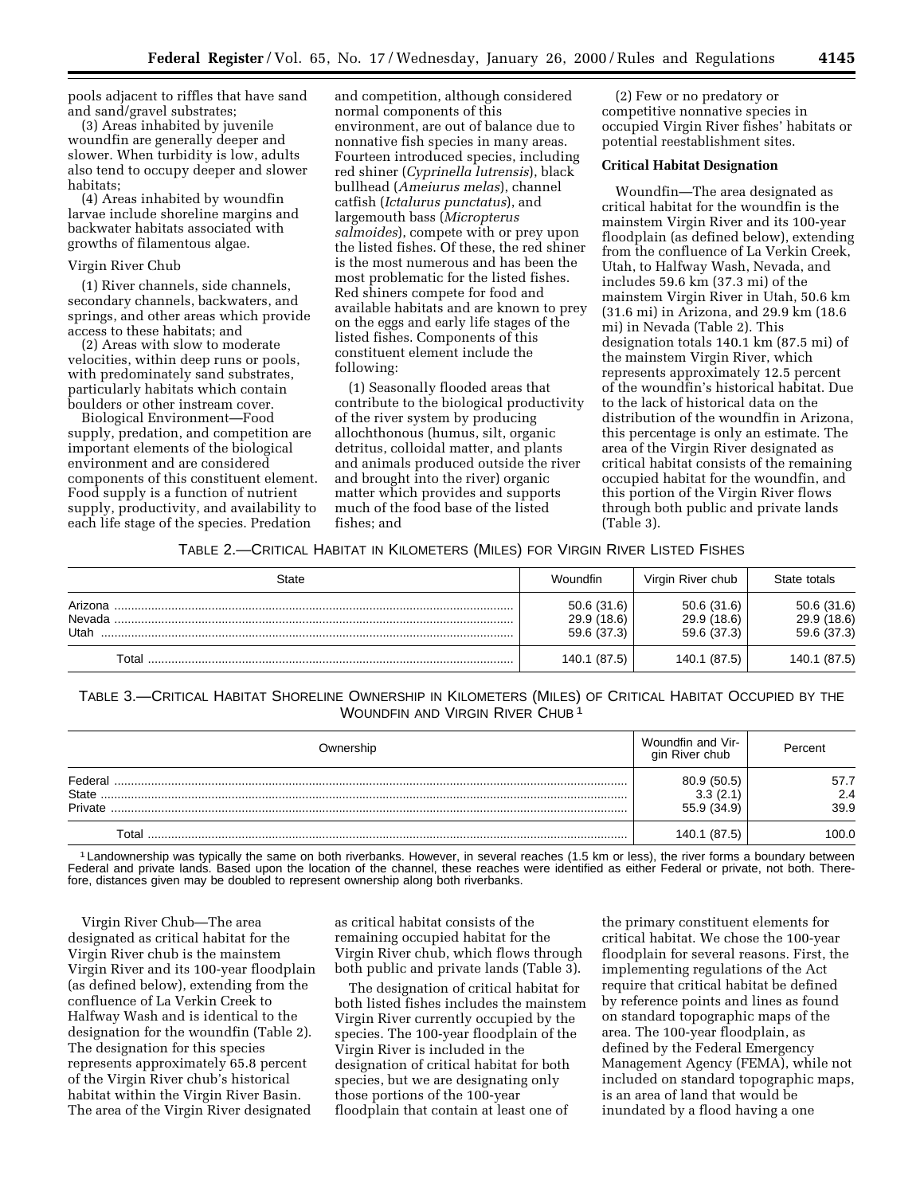pools adjacent to riffles that have sand and sand/gravel substrates;

(3) Areas inhabited by juvenile woundfin are generally deeper and slower. When turbidity is low, adults also tend to occupy deeper and slower habitats;

(4) Areas inhabited by woundfin larvae include shoreline margins and backwater habitats associated with growths of filamentous algae.

Virgin River Chub

(1) River channels, side channels, secondary channels, backwaters, and springs, and other areas which provide access to these habitats; and

(2) Areas with slow to moderate velocities, within deep runs or pools, with predominately sand substrates, particularly habitats which contain boulders or other instream cover.

Biological Environment—Food supply, predation, and competition are important elements of the biological environment and are considered components of this constituent element. Food supply is a function of nutrient supply, productivity, and availability to each life stage of the species. Predation and competition, although considered normal components of this environment, are out of balance due to nonnative fish species in many areas. Fourteen introduced species, including red shiner (*Cyprinella lutrensis*), black bullhead (*Ameiurus melas*), channel catfish (*Ictalurus punctatus*), and largemouth bass (*Micropterus salmoides*), compete with or prey upon the listed fishes. Of these, the red shiner is the most numerous and has been the most problematic for the listed fishes. Red shiners compete for food and available habitats and are known to prey on the eggs and early life stages of the listed fishes. Components of this constituent element include the following:

(1) Seasonally flooded areas that contribute to the biological productivity of the river system by producing allochthonous (humus, silt, organic detritus, colloidal matter, and plants and animals produced outside the river and brought into the river) organic matter which provides and supports much of the food base of the listed fishes; and

(2) Few or no predatory or competitive nonnative species in occupied Virgin River fishes' habitats or potential reestablishment sites.

**Critical Habitat Designation**

Woundfin—The area designated as critical habitat for the woundfin is the mainstem Virgin River and its 100-year floodplain (as defined below), extending from the confluence of La Verkin Creek, Utah, to Halfway Wash, Nevada, and includes 59.6 km (37.3 mi) of the mainstem Virgin River in Utah, 50.6 km (31.6 mi) in Arizona, and 29.9 km (18.6 mi) in Nevada (Table 2). This designation totals 140.1 km (87.5 mi) of the mainstem Virgin River, which represents approximately 12.5 percent of the woundfin's historical habitat. Due to the lack of historical data on the distribution of the woundfin in Arizona, this percentage is only an estimate. The area of the Virgin River designated as critical habitat consists of the remaining occupied habitat for the woundfin, and this portion of the Virgin River flows through both public and private lands (Table 3).

TABLE 2.—CRITICAL HABITAT IN KILOMETERS (MILES) FOR VIRGIN RIVER LISTED FISHES

| State | Woundfin | Virgin River chub | State totals |
|---|---|---|---|
| Arizona | 50.6 (31.6) | 50.6 (31.6) | 50.6 (31.6) |
| Nevada | 29.9 (18.6) | 29.9 (18.6) | 29.9 (18.6) |
| Utah | 59.6 (37.3) | 59.6 (37.3) | 59.6 (37.3) |
| Total | 140.1 (87.5) | 140.1 (87.5) | 140.1 (87.5) |

TABLE 3.—CRITICAL HABITAT SHORELINE OWNERSHIP IN KILOMETERS (MILES) OF CRITICAL HABITAT OCCUPIED BY THE WOUNDFIN AND VIRGIN RIVER CHUB [1]

| Ownership | Woundfin and Virgin River chub | Percent |
|---|---|---|
| Federal | 80.9 (50.5) | 57.7 |
| State | 3.3 (2.1) | 2.4 |
| Private | 55.9 (34.9) | 39.9 |
| Total | 140.1 (87.5) | 100.0 |

[1] Landownership was typically the same on both riverbanks. However, in several reaches (1.5 km or less), the river forms a boundary between Federal and private lands. Based upon the location of the channel, these reaches were identified as either Federal or private, not both. Therefore, distances given may be doubled to represent ownership along both riverbanks.

Virgin River Chub—The area designated as critical habitat for the Virgin River chub is the mainstem Virgin River and its 100-year floodplain (as defined below), extending from the confluence of La Verkin Creek to Halfway Wash and is identical to the designation for the woundfin (Table 2). The designation for this species represents approximately 65.8 percent of the Virgin River chub's historical habitat within the Virgin River Basin. The area of the Virgin River designated as critical habitat consists of the remaining occupied habitat for the Virgin River chub, which flows through both public and private lands (Table 3).

The designation of critical habitat for both listed fishes includes the mainstem Virgin River currently occupied by the species. The 100-year floodplain of the Virgin River is included in the designation of critical habitat for both species, but we are designating only those portions of the 100-year floodplain that contain at least one of the primary constituent elements for critical habitat. We chose the 100-year floodplain for several reasons. First, the implementing regulations of the Act require that critical habitat be defined by reference points and lines as found on standard topographic maps of the area. The 100-year floodplain, as defined by the Federal Emergency Management Agency (FEMA), while not included on standard topographic maps, is an area of land that would be inundated by a flood having a one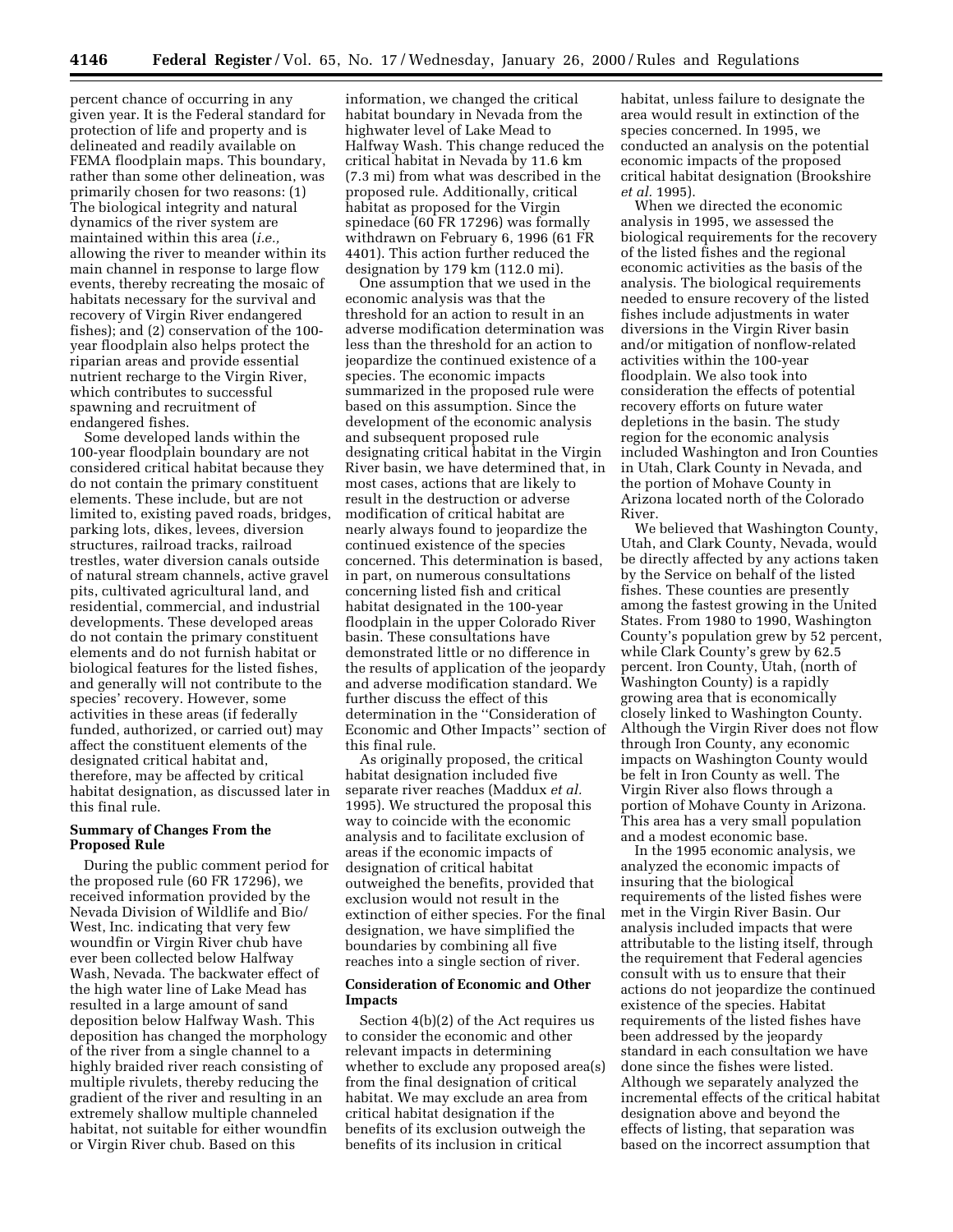percent chance of occurring in any given year. It is the Federal standard for protection of life and property and is delineated and readily available on FEMA floodplain maps. This boundary, rather than some other delineation, was primarily chosen for two reasons: (1) The biological integrity and natural dynamics of the river system are maintained within this area (*i.e.,* allowing the river to meander within its main channel in response to large flow events, thereby recreating the mosaic of habitats necessary for the survival and recovery of Virgin River endangered fishes); and (2) conservation of the 100-year floodplain also helps protect the riparian areas and provide essential nutrient recharge to the Virgin River, which contributes to successful spawning and recruitment of endangered fishes.

Some developed lands within the 100-year floodplain boundary are not considered critical habitat because they do not contain the primary constituent elements. These include, but are not limited to, existing paved roads, bridges, parking lots, dikes, levees, diversion structures, railroad tracks, railroad trestles, water diversion canals outside of natural stream channels, active gravel pits, cultivated agricultural land, and residential, commercial, and industrial developments. These developed areas do not contain the primary constituent elements and do not furnish habitat or biological features for the listed fishes, and generally will not contribute to the species' recovery. However, some activities in these areas (if federally funded, authorized, or carried out) may affect the constituent elements of the designated critical habitat and, therefore, may be affected by critical habitat designation, as discussed later in this final rule.

**Summary of Changes From the Proposed Rule**

During the public comment period for the proposed rule (60 FR 17296), we received information provided by the Nevada Division of Wildlife and Bio/West, Inc. indicating that very few woundfin or Virgin River chub have ever been collected below Halfway Wash, Nevada. The backwater effect of the high water line of Lake Mead has resulted in a large amount of sand deposition below Halfway Wash. This deposition has changed the morphology of the river from a single channel to a highly braided river reach consisting of multiple rivulets, thereby reducing the gradient of the river and resulting in an extremely shallow multiple channeled habitat, not suitable for either woundfin or Virgin River chub. Based on this information, we changed the critical habitat boundary in Nevada from the highwater level of Lake Mead to Halfway Wash. This change reduced the critical habitat in Nevada by 11.6 km (7.3 mi) from what was described in the proposed rule. Additionally, critical habitat as proposed for the Virgin spinedace (60 FR 17296) was formally withdrawn on February 6, 1996 (61 FR 4401). This action further reduced the designation by 179 km (112.0 mi).

One assumption that we used in the economic analysis was that the threshold for an action to result in an adverse modification determination was less than the threshold for an action to jeopardize the continued existence of a species. The economic impacts summarized in the proposed rule were based on this assumption. Since the development of the economic analysis and subsequent proposed rule designating critical habitat in the Virgin River basin, we have determined that, in most cases, actions that are likely to result in the destruction or adverse modification of critical habitat are nearly always found to jeopardize the continued existence of the species concerned. This determination is based, in part, on numerous consultations concerning listed fish and critical habitat designated in the 100-year floodplain in the upper Colorado River basin. These consultations have demonstrated little or no difference in the results of application of the jeopardy and adverse modification standard. We further discuss the effect of this determination in the "Consideration of Economic and Other Impacts" section of this final rule.

As originally proposed, the critical habitat designation included five separate river reaches (Maddux *et al.* 1995). We structured the proposal this way to coincide with the economic analysis and to facilitate exclusion of areas if the economic impacts of designation of critical habitat outweighed the benefits, provided that exclusion would not result in the extinction of either species. For the final designation, we have simplified the boundaries by combining all five reaches into a single section of river.

**Consideration of Economic and Other Impacts**

Section 4(b)(2) of the Act requires us to consider the economic and other relevant impacts in determining whether to exclude any proposed area(s) from the final designation of critical habitat. We may exclude an area from critical habitat designation if the benefits of its exclusion outweigh the benefits of its inclusion in critical habitat, unless failure to designate the area would result in extinction of the species concerned. In 1995, we conducted an analysis on the potential economic impacts of the proposed critical habitat designation (Brookshire *et al.* 1995).

When we directed the economic analysis in 1995, we assessed the biological requirements for the recovery of the listed fishes and the regional economic activities as the basis of the analysis. The biological requirements needed to ensure recovery of the listed fishes include adjustments in water diversions in the Virgin River basin and/or mitigation of nonflow-related activities within the 100-year floodplain. We also took into consideration the effects of potential recovery efforts on future water depletions in the basin. The study region for the economic analysis included Washington and Iron Counties in Utah, Clark County in Nevada, and the portion of Mohave County in Arizona located north of the Colorado River.

We believed that Washington County, Utah, and Clark County, Nevada, would be directly affected by any actions taken by the Service on behalf of the listed fishes. These counties are presently among the fastest growing in the United States. From 1980 to 1990, Washington County's population grew by 52 percent, while Clark County's grew by 62.5 percent. Iron County, Utah, (north of Washington County) is a rapidly growing area that is economically closely linked to Washington County. Although the Virgin River does not flow through Iron County, any economic impacts on Washington County would be felt in Iron County as well. The Virgin River also flows through a portion of Mohave County in Arizona. This area has a very small population and a modest economic base.

In the 1995 economic analysis, we analyzed the economic impacts of insuring that the biological requirements of the listed fishes were met in the Virgin River Basin. Our analysis included impacts that were attributable to the listing itself, through the requirement that Federal agencies consult with us to ensure that their actions do not jeopardize the continued existence of the species. Habitat requirements of the listed fishes have been addressed by the jeopardy standard in each consultation we have done since the fishes were listed. Although we separately analyzed the incremental effects of the critical habitat designation above and beyond the effects of listing, that separation was based on the incorrect assumption that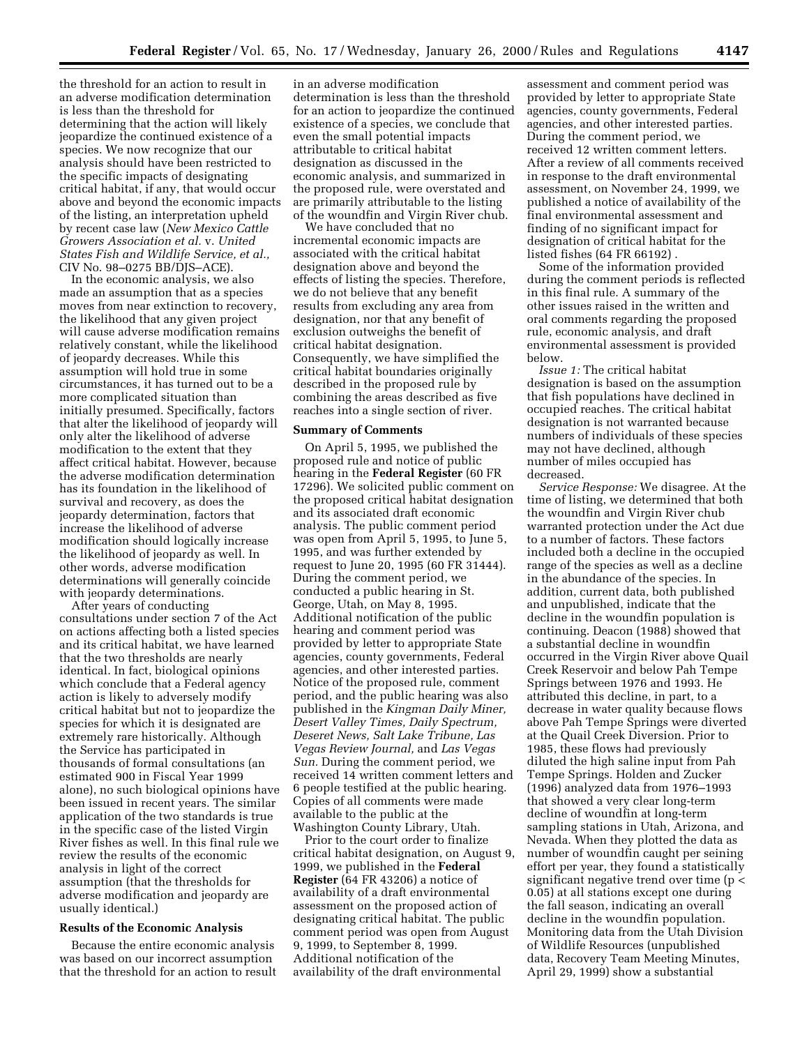the threshold for an action to result in an adverse modification determination is less than the threshold for determining that the action will likely jeopardize the continued existence of a species. We now recognize that our analysis should have been restricted to the specific impacts of designating critical habitat, if any, that would occur above and beyond the economic impacts of the listing, an interpretation upheld by recent case law (*New Mexico Cattle Growers Association et al.* v. *United States Fish and Wildlife Service, et al.,* CIV No. 98–0275 BB/DJS–ACE).

In the economic analysis, we also made an assumption that as a species moves from near extinction to recovery, the likelihood that any given project will cause adverse modification remains relatively constant, while the likelihood of jeopardy decreases. While this assumption will hold true in some circumstances, it has turned out to be a more complicated situation than initially presumed. Specifically, factors that alter the likelihood of jeopardy will only alter the likelihood of adverse modification to the extent that they affect critical habitat. However, because the adverse modification determination has its foundation in the likelihood of survival and recovery, as does the jeopardy determination, factors that increase the likelihood of adverse modification should logically increase the likelihood of jeopardy as well. In other words, adverse modification determinations will generally coincide with jeopardy determinations.

After years of conducting consultations under section 7 of the Act on actions affecting both a listed species and its critical habitat, we have learned that the two thresholds are nearly identical. In fact, biological opinions which conclude that a Federal agency action is likely to adversely modify critical habitat but not to jeopardize the species for which it is designated are extremely rare historically. Although the Service has participated in thousands of formal consultations (an estimated 900 in Fiscal Year 1999 alone), no such biological opinions have been issued in recent years. The similar application of the two standards is true in the specific case of the listed Virgin River fishes as well. In this final rule we review the results of the economic analysis in light of the correct assumption (that the thresholds for adverse modification and jeopardy are usually identical.)

**Results of the Economic Analysis**

Because the entire economic analysis was based on our incorrect assumption that the threshold for an action to result in an adverse modification determination is less than the threshold for an action to jeopardize the continued existence of a species, we conclude that even the small potential impacts attributable to critical habitat designation as discussed in the economic analysis, and summarized in the proposed rule, were overstated and are primarily attributable to the listing of the woundfin and Virgin River chub.

We have concluded that no incremental economic impacts are associated with the critical habitat designation above and beyond the effects of listing the species. Therefore, we do not believe that any benefit results from excluding any area from designation, nor that any benefit of exclusion outweighs the benefit of critical habitat designation. Consequently, we have simplified the critical habitat boundaries originally described in the proposed rule by combining the areas described as five reaches into a single section of river.

**Summary of Comments**

On April 5, 1995, we published the proposed rule and notice of public hearing in the **Federal Register** (60 FR 17296). We solicited public comment on the proposed critical habitat designation and its associated draft economic analysis. The public comment period was open from April 5, 1995, to June 5, 1995, and was further extended by request to June 20, 1995 (60 FR 31444). During the comment period, we conducted a public hearing in St. George, Utah, on May 8, 1995. Additional notification of the public hearing and comment period was provided by letter to appropriate State agencies, county governments, Federal agencies, and other interested parties. Notice of the proposed rule, comment period, and the public hearing was also published in the *Kingman Daily Miner, Desert Valley Times, Daily Spectrum, Deseret News, Salt Lake Tribune, Las Vegas Review Journal,* and *Las Vegas Sun.* During the comment period, we received 14 written comment letters and 6 people testified at the public hearing. Copies of all comments were made available to the public at the Washington County Library, Utah.

Prior to the court order to finalize critical habitat designation, on August 9, 1999, we published in the **Federal Register** (64 FR 43206) a notice of availability of a draft environmental assessment on the proposed action of designating critical habitat. The public comment period was open from August 9, 1999, to September 8, 1999. Additional notification of the availability of the draft environmental assessment and comment period was provided by letter to appropriate State agencies, county governments, Federal agencies, and other interested parties. During the comment period, we received 12 written comment letters. After a review of all comments received in response to the draft environmental assessment, on November 24, 1999, we published a notice of availability of the final environmental assessment and finding of no significant impact for designation of critical habitat for the listed fishes (64 FR 66192) .

Some of the information provided during the comment periods is reflected in this final rule. A summary of the other issues raised in the written and oral comments regarding the proposed rule, economic analysis, and draft environmental assessment is provided below.

*Issue 1:* The critical habitat designation is based on the assumption that fish populations have declined in occupied reaches. The critical habitat designation is not warranted because numbers of individuals of these species may not have declined, although number of miles occupied has decreased.

*Service Response:* We disagree. At the time of listing, we determined that both the woundfin and Virgin River chub warranted protection under the Act due to a number of factors. These factors included both a decline in the occupied range of the species as well as a decline in the abundance of the species. In addition, current data, both published and unpublished, indicate that the decline in the woundfin population is continuing. Deacon (1988) showed that a substantial decline in woundfin occurred in the Virgin River above Quail Creek Reservoir and below Pah Tempe Springs between 1976 and 1993. He attributed this decline, in part, to a decrease in water quality because flows above Pah Tempe Springs were diverted at the Quail Creek Diversion. Prior to 1985, these flows had previously diluted the high saline input from Pah Tempe Springs. Holden and Zucker (1996) analyzed data from 1976–1993 that showed a very clear long-term decline of woundfin at long-term sampling stations in Utah, Arizona, and Nevada. When they plotted the data as number of woundfin caught per seining effort per year, they found a statistically significant negative trend over time ($p < 0.05$) at all stations except one during the fall season, indicating an overall decline in the woundfin population. Monitoring data from the Utah Division of Wildlife Resources (unpublished data, Recovery Team Meeting Minutes, April 29, 1999) show a substantial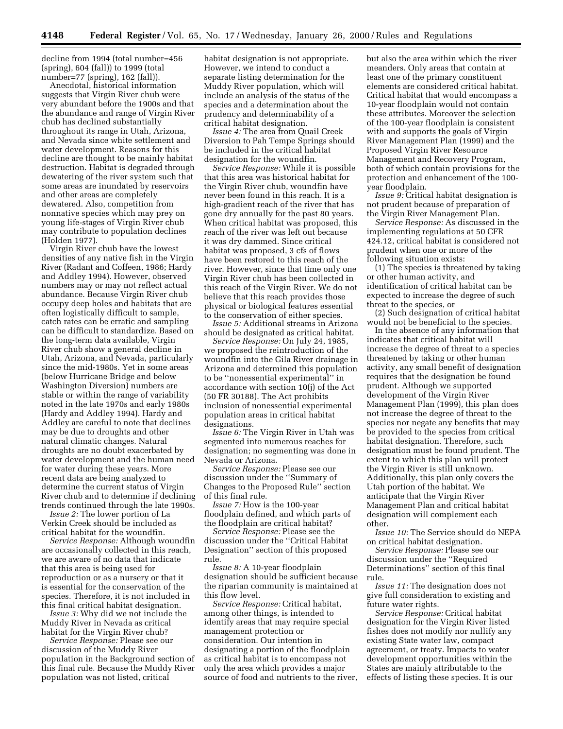decline from 1994 (total number=456 (spring), 604 (fall)) to 1999 (total number=77 (spring), 162 (fall)).

Anecdotal, historical information suggests that Virgin River chub were very abundant before the 1900s and that the abundance and range of Virgin River chub has declined substantially throughout its range in Utah, Arizona, and Nevada since white settlement and water development. Reasons for this decline are thought to be mainly habitat destruction. Habitat is degraded through dewatering of the river system such that some areas are inundated by reservoirs and other areas are completely dewatered. Also, competition from nonnative species which may prey on young life-stages of Virgin River chub may contribute to population declines (Holden 1977).

Virgin River chub have the lowest densities of any native fish in the Virgin River (Radant and Coffeen, 1986; Hardy and Addley 1994). However, observed numbers may or may not reflect actual abundance. Because Virgin River chub occupy deep holes and habitats that are often logistically difficult to sample, catch rates can be erratic and sampling can be difficult to standardize. Based on the long-term data available, Virgin River chub show a general decline in Utah, Arizona, and Nevada, particularly since the mid-1980s. Yet in some areas (below Hurricane Bridge and below Washington Diversion) numbers are stable or within the range of variability noted in the late 1970s and early 1980s (Hardy and Addley 1994). Hardy and Addley are careful to note that declines may be due to droughts and other natural climatic changes. Natural droughts are no doubt exacerbated by water development and the human need for water during these years. More recent data are being analyzed to determine the current status of Virgin River chub and to determine if declining trends continued through the late 1990s.

*Issue 2:* The lower portion of La Verkin Creek should be included as critical habitat for the woundfin.

*Service Response:* Although woundfin are occasionally collected in this reach, we are aware of no data that indicate that this area is being used for reproduction or as a nursery or that it is essential for the conservation of the species. Therefore, it is not included in this final critical habitat designation.

*Issue 3:* Why did we not include the Muddy River in Nevada as critical habitat for the Virgin River chub?

*Service Response:* Please see our discussion of the Muddy River population in the Background section of this final rule. Because the Muddy River population was not listed, critical habitat designation is not appropriate. However, we intend to conduct a separate listing determination for the Muddy River population, which will include an analysis of the status of the species and a determination about the prudency and determinability of a critical habitat designation.

*Issue 4:* The area from Quail Creek Diversion to Pah Tempe Springs should be included in the critical habitat designation for the woundfin.

*Service Response:* While it is possible that this area was historical habitat for the Virgin River chub, woundfin have never been found in this reach. It is a high-gradient reach of the river that has gone dry annually for the past 80 years. When critical habitat was proposed, this reach of the river was left out because it was dry dammed. Since critical habitat was proposed, 3 cfs of flows have been restored to this reach of the river. However, since that time only one Virgin River chub has been collected in this reach of the Virgin River. We do not believe that this reach provides those physical or biological features essential to the conservation of either species.

*Issue 5:* Additional streams in Arizona should be designated as critical habitat.

*Service Response:* On July 24, 1985, we proposed the reintroduction of the woundfin into the Gila River drainage in Arizona and determined this population to be ''nonessential experimental'' in accordance with section 10(j) of the Act (50 FR 30188). The Act prohibits inclusion of nonessential experimental population areas in critical habitat designations.

*Issue 6:* The Virgin River in Utah was segmented into numerous reaches for designation; no segmenting was done in Nevada or Arizona.

*Service Response:* Please see our discussion under the ''Summary of Changes to the Proposed Rule'' section of this final rule.

*Issue 7:* How is the 100-year floodplain defined, and which parts of the floodplain are critical habitat?

*Service Response:* Please see the discussion under the ''Critical Habitat Designation'' section of this proposed rule.

*Issue 8:* A 10-year floodplain designation should be sufficient because the riparian community is maintained at this flow level.

*Service Response:* Critical habitat, among other things, is intended to identify areas that may require special management protection or consideration. Our intention in designating a portion of the floodplain as critical habitat is to encompass not only the area which provides a major source of food and nutrients to the river, but also the area within which the river meanders. Only areas that contain at least one of the primary constituent elements are considered critical habitat. Critical habitat that would encompass a 10-year floodplain would not contain these attributes. Moreover the selection of the 100-year floodplain is consistent with and supports the goals of Virgin River Management Plan (1999) and the Proposed Virgin River Resource Management and Recovery Program, both of which contain provisions for the protection and enhancement of the 100-year floodplain.

*Issue 9:* Critical habitat designation is not prudent because of preparation of the Virgin River Management Plan.

*Service Response:* As discussed in the implementing regulations at 50 CFR 424.12, critical habitat is considered not prudent when one or more of the following situation exists:

(1) The species is threatened by taking or other human activity, and identification of critical habitat can be expected to increase the degree of such threat to the species, or

(2) Such designation of critical habitat would not be beneficial to the species.

In the absence of any information that indicates that critical habitat will increase the degree of threat to a species threatened by taking or other human activity, any small benefit of designation requires that the designation be found prudent. Although we supported development of the Virgin River Management Plan (1999), this plan does not increase the degree of threat to the species nor negate any benefits that may be provided to the species from critical habitat designation. Therefore, such designation must be found prudent. The extent to which this plan will protect the Virgin River is still unknown. Additionally, this plan only covers the Utah portion of the habitat. We anticipate that the Virgin River Management Plan and critical habitat designation will complement each other.

*Issue 10:* The Service should do NEPA on critical habitat designation.

*Service Response:* Please see our discussion under the ''Required Determinations'' section of this final rule.

*Issue 11:* The designation does not give full consideration to existing and future water rights.

*Service Response:* Critical habitat designation for the Virgin River listed fishes does not modify nor nullify any existing State water law, compact agreement, or treaty. Impacts to water development opportunities within the States are mainly attributable to the effects of listing these species. It is our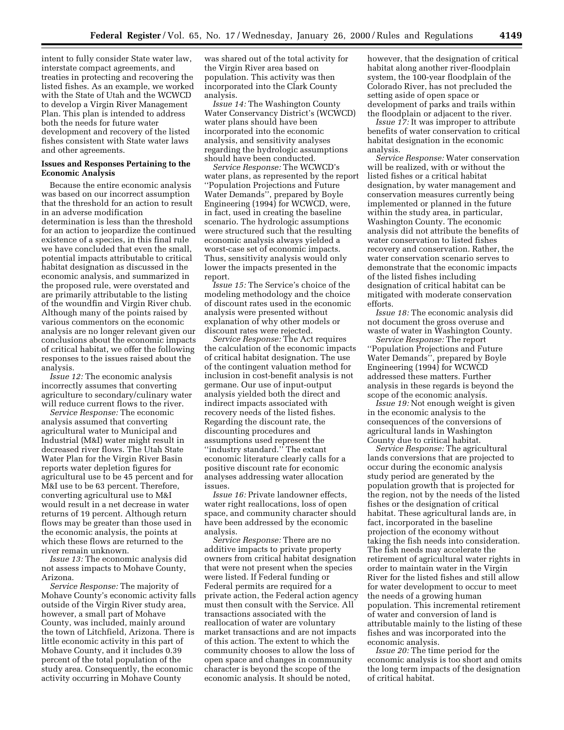intent to fully consider State water law, interstate compact agreements, and treaties in protecting and recovering the listed fishes. As an example, we worked with the State of Utah and the WCWCD to develop a Virgin River Management Plan. This plan is intended to address both the needs for future water development and recovery of the listed fishes consistent with State water laws and other agreements.

**Issues and Responses Pertaining to the Economic Analysis**

Because the entire economic analysis was based on our incorrect assumption that the threshold for an action to result in an adverse modification determination is less than the threshold for an action to jeopardize the continued existence of a species, in this final rule we have concluded that even the small, potential impacts attributable to critical habitat designation as discussed in the economic analysis, and summarized in the proposed rule, were overstated and are primarily attributable to the listing of the woundfin and Virgin River chub. Although many of the points raised by various commentors on the economic analysis are no longer relevant given our conclusions about the economic impacts of critical habitat, we offer the following responses to the issues raised about the analysis.

*Issue 12:* The economic analysis incorrectly assumes that converting agriculture to secondary/culinary water will reduce current flows to the river.

*Service Response:* The economic analysis assumed that converting agricultural water to Municipal and Industrial (M&I) water might result in decreased river flows. The Utah State Water Plan for the Virgin River Basin reports water depletion figures for agricultural use to be 45 percent and for M&I use to be 63 percent. Therefore, converting agricultural use to M&I would result in a net decrease in water returns of 19 percent. Although return flows may be greater than those used in the economic analysis, the points at which these flows are returned to the river remain unknown.

*Issue 13:* The economic analysis did not assess impacts to Mohave County, Arizona.

*Service Response:* The majority of Mohave County's economic activity falls outside of the Virgin River study area, however, a small part of Mohave County, was included, mainly around the town of Litchfield, Arizona. There is little economic activity in this part of Mohave County, and it includes 0.39 percent of the total population of the study area. Consequently, the economic activity occurring in Mohave County was shared out of the total activity for the Virgin River area based on population. This activity was then incorporated into the Clark County analysis.

*Issue 14:* The Washington County Water Conservancy District's (WCWCD) water plans should have been incorporated into the economic analysis, and sensitivity analyses regarding the hydrologic assumptions should have been conducted.

*Service Response:* The WCWCD's water plans, as represented by the report "Population Projections and Future Water Demands", prepared by Boyle Engineering (1994) for WCWCD, were, in fact, used in creating the baseline scenario. The hydrologic assumptions were structured such that the resulting economic analysis always yielded a worst-case set of economic impacts. Thus, sensitivity analysis would only lower the impacts presented in the report.

*Issue 15:* The Service's choice of the modeling methodology and the choice of discount rates used in the economic analysis were presented without explanation of why other models or discount rates were rejected.

*Service Response:* The Act requires the calculation of the economic impacts of critical habitat designation. The use of the contingent valuation method for inclusion in cost-benefit analysis is not germane. Our use of input-output analysis yielded both the direct and indirect impacts associated with recovery needs of the listed fishes. Regarding the discount rate, the discounting procedures and assumptions used represent the "industry standard." The extant economic literature clearly calls for a positive discount rate for economic analyses addressing water allocation issues.

*Issue 16:* Private landowner effects, water right reallocations, loss of open space, and community character should have been addressed by the economic analysis.

*Service Response:* There are no additive impacts to private property owners from critical habitat designation that were not present when the species were listed. If Federal funding or Federal permits are required for a private action, the Federal action agency must then consult with the Service. All transactions associated with the reallocation of water are voluntary market transactions and are not impacts of this action. The extent to which the community chooses to allow the loss of open space and changes in community character is beyond the scope of the economic analysis. It should be noted, however, that the designation of critical habitat along another river-floodplain system, the 100-year floodplain of the Colorado River, has not precluded the setting aside of open space or development of parks and trails within the floodplain or adjacent to the river.

*Issue 17:* It was improper to attribute benefits of water conservation to critical habitat designation in the economic analysis.

*Service Response:* Water conservation will be realized, with or without the listed fishes or a critical habitat designation, by water management and conservation measures currently being implemented or planned in the future within the study area, in particular, Washington County. The economic analysis did not attribute the benefits of water conservation to listed fishes recovery and conservation. Rather, the water conservation scenario serves to demonstrate that the economic impacts of the listed fishes including designation of critical habitat can be mitigated with moderate conservation efforts.

*Issue 18:* The economic analysis did not document the gross overuse and waste of water in Washington County.

*Service Response:* The report "Population Projections and Future Water Demands", prepared by Boyle Engineering (1994) for WCWCD addressed these matters. Further analysis in these regards is beyond the scope of the economic analysis.

*Issue 19:* Not enough weight is given in the economic analysis to the consequences of the conversions of agricultural lands in Washington County due to critical habitat.

*Service Response:* The agricultural lands conversions that are projected to occur during the economic analysis study period are generated by the population growth that is projected for the region, not by the needs of the listed fishes or the designation of critical habitat. These agricultural lands are, in fact, incorporated in the baseline projection of the economy without taking the fish needs into consideration. The fish needs may accelerate the retirement of agricultural water rights in order to maintain water in the Virgin River for the listed fishes and still allow for water development to occur to meet the needs of a growing human population. This incremental retirement of water and conversion of land is attributable mainly to the listing of these fishes and was incorporated into the economic analysis.

*Issue 20:* The time period for the economic analysis is too short and omits the long term impacts of the designation of critical habitat.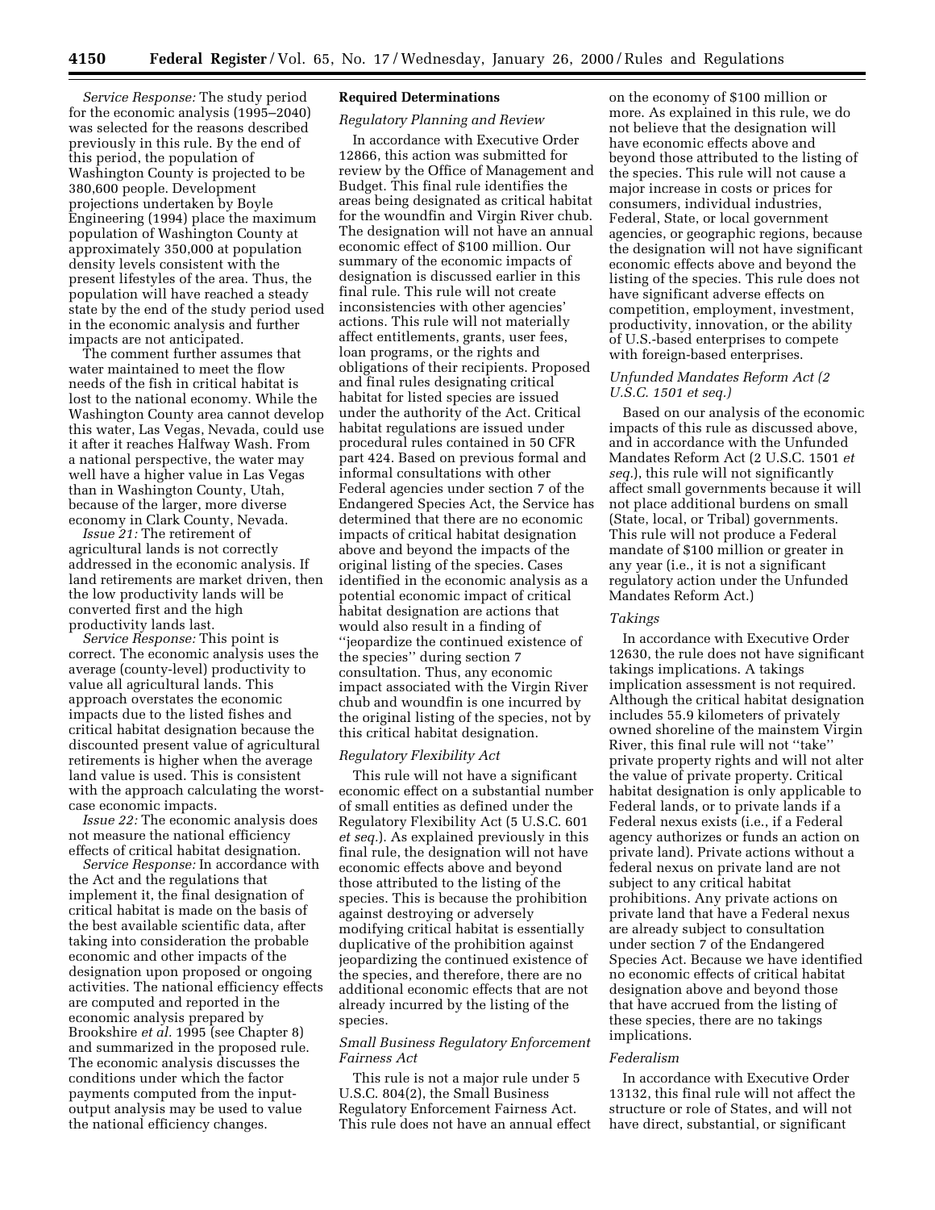*Service Response:* The study period for the economic analysis (1995–2040) was selected for the reasons described previously in this rule. By the end of this period, the population of Washington County is projected to be 380,600 people. Development projections undertaken by Boyle Engineering (1994) place the maximum population of Washington County at approximately 350,000 at population density levels consistent with the present lifestyles of the area. Thus, the population will have reached a steady state by the end of the study period used in the economic analysis and further impacts are not anticipated.

The comment further assumes that water maintained to meet the flow needs of the fish in critical habitat is lost to the national economy. While the Washington County area cannot develop this water, Las Vegas, Nevada, could use it after it reaches Halfway Wash. From a national perspective, the water may well have a higher value in Las Vegas than in Washington County, Utah, because of the larger, more diverse economy in Clark County, Nevada.

*Issue 21:* The retirement of agricultural lands is not correctly addressed in the economic analysis. If land retirements are market driven, then the low productivity lands will be converted first and the high productivity lands last.

*Service Response:* This point is correct. The economic analysis uses the average (county-level) productivity to value all agricultural lands. This approach overstates the economic impacts due to the listed fishes and critical habitat designation because the discounted present value of agricultural retirements is higher when the average land value is used. This is consistent with the approach calculating the worst-case economic impacts.

*Issue 22:* The economic analysis does not measure the national efficiency effects of critical habitat designation.

*Service Response:* In accordance with the Act and the regulations that implement it, the final designation of critical habitat is made on the basis of the best available scientific data, after taking into consideration the probable economic and other impacts of the designation upon proposed or ongoing activities. The national efficiency effects are computed and reported in the economic analysis prepared by Brookshire *et al.* 1995 (see Chapter 8) and summarized in the proposed rule. The economic analysis discusses the conditions under which the factor payments computed from the input-output analysis may be used to value the national efficiency changes.

## Required Determinations

### *Regulatory Planning and Review*

In accordance with Executive Order 12866, this action was submitted for review by the Office of Management and Budget. This final rule identifies the areas being designated as critical habitat for the woundfin and Virgin River chub. The designation will not have an annual economic effect of $100 million. Our summary of the economic impacts of designation is discussed earlier in this final rule. This rule will not create inconsistencies with other agencies' actions. This rule will not materially affect entitlements, grants, user fees, loan programs, or the rights and obligations of their recipients. Proposed and final rules designating critical habitat for listed species are issued under the authority of the Act. Critical habitat regulations are issued under procedural rules contained in 50 CFR part 424. Based on previous formal and informal consultations with other Federal agencies under section 7 of the Endangered Species Act, the Service has determined that there are no economic impacts of critical habitat designation above and beyond the impacts of the original listing of the species. Cases identified in the economic analysis as a potential economic impact of critical habitat designation are actions that would also result in a finding of ''jeopardize the continued existence of the species'' during section 7 consultation. Thus, any economic impact associated with the Virgin River chub and woundfin is one incurred by the original listing of the species, not by this critical habitat designation.

### *Regulatory Flexibility Act*

This rule will not have a significant economic effect on a substantial number of small entities as defined under the Regulatory Flexibility Act (5 U.S.C. 601 *et seq.*). As explained previously in this final rule, the designation will not have economic effects above and beyond those attributed to the listing of the species. This is because the prohibition against destroying or adversely modifying critical habitat is essentially duplicative of the prohibition against jeopardizing the continued existence of the species, and therefore, there are no additional economic effects that are not already incurred by the listing of the species.

### *Small Business Regulatory Enforcement Fairness Act*

This rule is not a major rule under 5 U.S.C. 804(2), the Small Business Regulatory Enforcement Fairness Act. This rule does not have an annual effect on the economy of $100 million or more. As explained in this rule, we do not believe that the designation will have economic effects above and beyond those attributed to the listing of the species. This rule will not cause a major increase in costs or prices for consumers, individual industries, Federal, State, or local government agencies, or geographic regions, because the designation will not have significant economic effects above and beyond the listing of the species. This rule does not have significant adverse effects on competition, employment, investment, productivity, innovation, or the ability of U.S.-based enterprises to compete with foreign-based enterprises.

### *Unfunded Mandates Reform Act (2 U.S.C. 1501 et seq.)*

Based on our analysis of the economic impacts of this rule as discussed above, and in accordance with the Unfunded Mandates Reform Act (2 U.S.C. 1501 *et seq.*), this rule will not significantly affect small governments because it will not place additional burdens on small (State, local, or Tribal) governments. This rule will not produce a Federal mandate of $100 million or greater in any year (i.e., it is not a significant regulatory action under the Unfunded Mandates Reform Act.)

### *Takings*

In accordance with Executive Order 12630, the rule does not have significant takings implications. A takings implication assessment is not required. Although the critical habitat designation includes 55.9 kilometers of privately owned shoreline of the mainstem Virgin River, this final rule will not ''take'' private property rights and will not alter the value of private property. Critical habitat designation is only applicable to Federal lands, or to private lands if a Federal nexus exists (i.e., if a Federal agency authorizes or funds an action on private land). Private actions without a federal nexus on private land are not subject to any critical habitat prohibitions. Any private actions on private land that have a Federal nexus are already subject to consultation under section 7 of the Endangered Species Act. Because we have identified no economic effects of critical habitat designation above and beyond those that have accrued from the listing of these species, there are no takings implications.

### *Federalism*

In accordance with Executive Order 13132, this final rule will not affect the structure or role of States, and will not have direct, substantial, or significant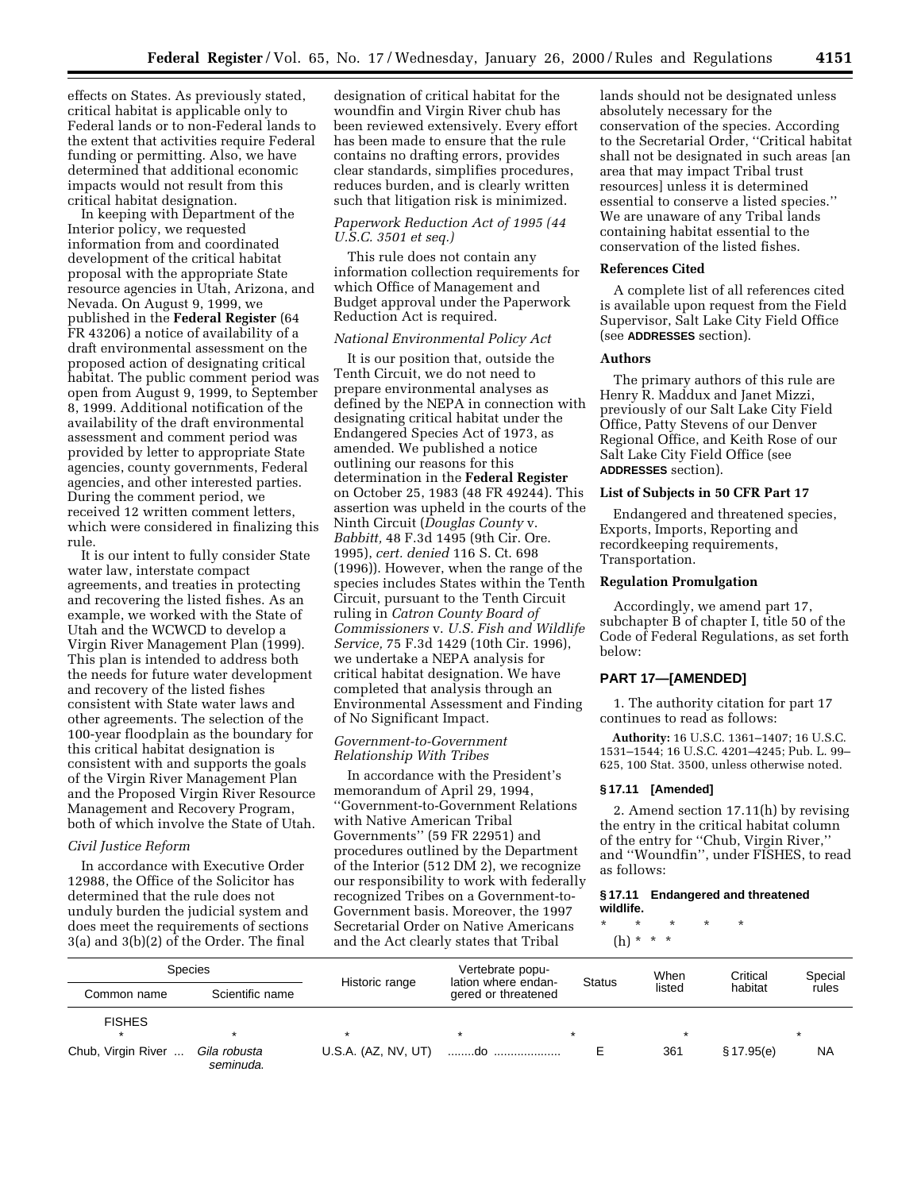effects on States. As previously stated, critical habitat is applicable only to Federal lands or to non-Federal lands to the extent that activities require Federal funding or permitting. Also, we have determined that additional economic impacts would not result from this critical habitat designation.

In keeping with Department of the Interior policy, we requested information from and coordinated development of the critical habitat proposal with the appropriate State resource agencies in Utah, Arizona, and Nevada. On August 9, 1999, we published in the **Federal Register** (64 FR 43206) a notice of availability of a draft environmental assessment on the proposed action of designating critical habitat. The public comment period was open from August 9, 1999, to September 8, 1999. Additional notification of the availability of the draft environmental assessment and comment period was provided by letter to appropriate State agencies, county governments, Federal agencies, and other interested parties. During the comment period, we received 12 written comment letters, which were considered in finalizing this rule.

It is our intent to fully consider State water law, interstate compact agreements, and treaties in protecting and recovering the listed fishes. As an example, we worked with the State of Utah and the WCWCD to develop a Virgin River Management Plan (1999). This plan is intended to address both the needs for future water development and recovery of the listed fishes consistent with State water laws and other agreements. The selection of the 100-year floodplain as the boundary for this critical habitat designation is consistent with and supports the goals of the Virgin River Management Plan and the Proposed Virgin River Resource Management and Recovery Program, both of which involve the State of Utah.

*Civil Justice Reform*

In accordance with Executive Order 12988, the Office of the Solicitor has determined that the rule does not unduly burden the judicial system and does meet the requirements of sections 3(a) and 3(b)(2) of the Order. The final designation of critical habitat for the woundfin and Virgin River chub has been reviewed extensively. Every effort has been made to ensure that the rule contains no drafting errors, provides clear standards, simplifies procedures, reduces burden, and is clearly written such that litigation risk is minimized.

*Paperwork Reduction Act of 1995 (44 U.S.C. 3501 et seq.)*

This rule does not contain any information collection requirements for which Office of Management and Budget approval under the Paperwork Reduction Act is required.

*National Environmental Policy Act*

It is our position that, outside the Tenth Circuit, we do not need to prepare environmental analyses as defined by the NEPA in connection with designating critical habitat under the Endangered Species Act of 1973, as amended. We published a notice outlining our reasons for this determination in the **Federal Register** on October 25, 1983 (48 FR 49244). This assertion was upheld in the courts of the Ninth Circuit (*Douglas County* v. *Babbitt,* 48 F.3d 1495 (9th Cir. Ore. 1995), *cert. denied* 116 S. Ct. 698 (1996)). However, when the range of the species includes States within the Tenth Circuit, pursuant to the Tenth Circuit ruling in *Catron County Board of Commissioners* v. *U.S. Fish and Wildlife Service,* 75 F.3d 1429 (10th Cir. 1996), we undertake a NEPA analysis for critical habitat designation. We have completed that analysis through an Environmental Assessment and Finding of No Significant Impact.

*Government-to-Government Relationship With Tribes*

In accordance with the President's memorandum of April 29, 1994, ''Government-to-Government Relations with Native American Tribal Governments'' (59 FR 22951) and procedures outlined by the Department of the Interior (512 DM 2), we recognize our responsibility to work with federally recognized Tribes on a Government-to-Government basis. Moreover, the 1997 Secretarial Order on Native Americans and the Act clearly states that Tribal lands should not be designated unless absolutely necessary for the conservation of the species. According to the Secretarial Order, ''Critical habitat shall not be designated in such areas [an area that may impact Tribal trust resources] unless it is determined essential to conserve a listed species.'' We are unaware of any Tribal lands containing habitat essential to the conservation of the listed fishes.

**References Cited**

A complete list of all references cited is available upon request from the Field Supervisor, Salt Lake City Field Office (see **ADDRESSES** section).

**Authors**

The primary authors of this rule are Henry R. Maddux and Janet Mizzi, previously of our Salt Lake City Field Office, Patty Stevens of our Denver Regional Office, and Keith Rose of our Salt Lake City Field Office (see **ADDRESSES** section).

**List of Subjects in 50 CFR Part 17**

Endangered and threatened species, Exports, Imports, Reporting and recordkeeping requirements, Transportation.

**Regulation Promulgation**

Accordingly, we amend part 17, subchapter B of chapter I, title 50 of the Code of Federal Regulations, as set forth below:

## PART 17—[AMENDED]

1. The authority citation for part 17 continues to read as follows:

**Authority:** 16 U.S.C. 1361–1407; 16 U.S.C. 1531–1544; 16 U.S.C. 4201–4245; Pub. L. 99–625, 100 Stat. 3500, unless otherwise noted.

**§ 17.11 [Amended]**

2. Amend section 17.11(h) by revising the entry in the critical habitat column of the entry for ''Chub, Virgin River,'' and ''Woundfin'', under FISHES, to read as follows:

**§ 17.11 Endangered and threatened wildlife.**

* * * * *

(h) * * *

| Species | | Historic range | Vertebrate population where endangered or threatened | Status | When listed | Critical habitat | Special rules |
|---|---|---|---|---|---|---|---|
| Common name | Scientific name | | | | | | |
| FISHES | | | | | | | |
| * | * | * | * | * | * | * | * |
| Chub, Virgin River ... | *Gila robusta seminuda.* | U.S.A. (AZ, NV, UT) | ........do .................... | E | 361 | § 17.95(e) | NA |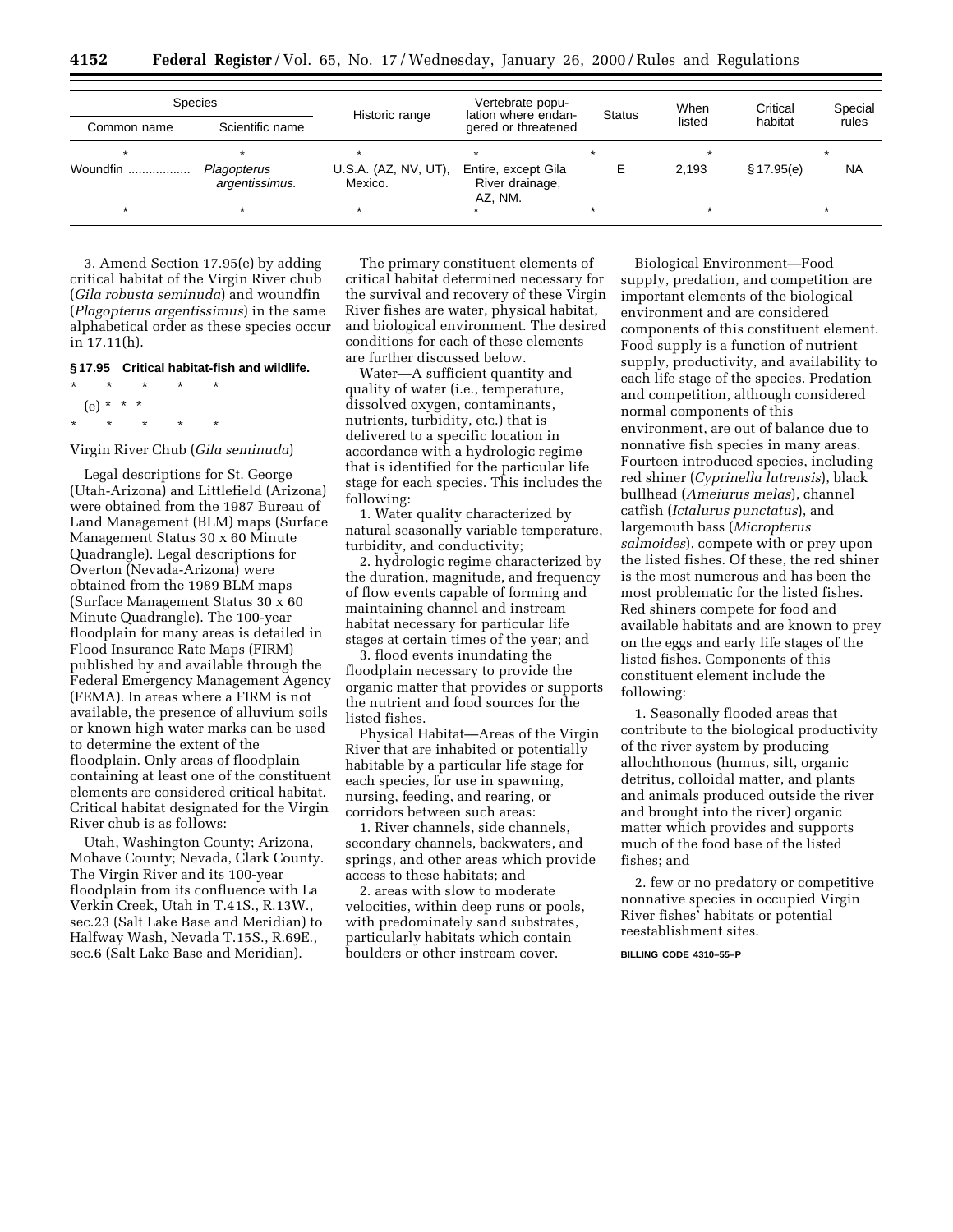| Species | | Historic range | Vertebrate population where endangered or threatened | Status | When listed | Critical habitat | Special rules |
|---|---|---|---|---|---|---|---|
| Common name | Scientific name | | | | | | |
| * | * | * | * | * | * | | * |
| Woundfin .................. | *Plagopterus argentissimus.* | U.S.A. (AZ, NV, UT), Mexico. | Entire, except Gila River drainage, AZ, NM. | E | 2,193 | § 17.95(e) | NA |
| * | * | * | * | * | * | | * |

3. Amend Section 17.95(e) by adding critical habitat of the Virgin River chub (*Gila robusta seminuda*) and woundfin (*Plagopterus argentissimus*) in the same alphabetical order as these species occur in 17.11(h).

**§ 17.95 Critical habitat-fish and wildlife.**

\*    \*    \*    \*    \*

(e) \* \* \*

\*    \*    \*    \*    \*

Virgin River Chub (*Gila seminuda*)

Legal descriptions for St. George (Utah-Arizona) and Littlefield (Arizona) were obtained from the 1987 Bureau of Land Management (BLM) maps (Surface Management Status 30 x 60 Minute Quadrangle). Legal descriptions for Overton (Nevada-Arizona) were obtained from the 1989 BLM maps (Surface Management Status 30 x 60 Minute Quadrangle). The 100-year floodplain for many areas is detailed in Flood Insurance Rate Maps (FIRM) published by and available through the Federal Emergency Management Agency (FEMA). In areas where a FIRM is not available, the presence of alluvium soils or known high water marks can be used to determine the extent of the floodplain. Only areas of floodplain containing at least one of the constituent elements are considered critical habitat. Critical habitat designated for the Virgin River chub is as follows:

Utah, Washington County; Arizona, Mohave County; Nevada, Clark County. The Virgin River and its 100-year floodplain from its confluence with La Verkin Creek, Utah in T.41S., R.13W., sec.23 (Salt Lake Base and Meridian) to Halfway Wash, Nevada T.15S., R.69E., sec.6 (Salt Lake Base and Meridian).

The primary constituent elements of critical habitat determined necessary for the survival and recovery of these Virgin River fishes are water, physical habitat, and biological environment. The desired conditions for each of these elements are further discussed below.

Water—A sufficient quantity and quality of water (i.e., temperature, dissolved oxygen, contaminants, nutrients, turbidity, etc.) that is delivered to a specific location in accordance with a hydrologic regime that is identified for the particular life stage for each species. This includes the following:

1. Water quality characterized by natural seasonally variable temperature, turbidity, and conductivity;

2. hydrologic regime characterized by the duration, magnitude, and frequency of flow events capable of forming and maintaining channel and instream habitat necessary for particular life stages at certain times of the year; and

3. flood events inundating the floodplain necessary to provide the organic matter that provides or supports the nutrient and food sources for the listed fishes.

Physical Habitat—Areas of the Virgin River that are inhabited or potentially habitable by a particular life stage for each species, for use in spawning, nursing, feeding, and rearing, or corridors between such areas:

1. River channels, side channels, secondary channels, backwaters, and springs, and other areas which provide access to these habitats; and

2. areas with slow to moderate velocities, within deep runs or pools, with predominately sand substrates, particularly habitats which contain boulders or other instream cover.

Biological Environment—Food supply, predation, and competition are important elements of the biological environment and are considered components of this constituent element. Food supply is a function of nutrient supply, productivity, and availability to each life stage of the species. Predation and competition, although considered normal components of this environment, are out of balance due to nonnative fish species in many areas. Fourteen introduced species, including red shiner (*Cyprinella lutrensis*), black bullhead (*Ameiurus melas*), channel catfish (*Ictalurus punctatus*), and largemouth bass (*Micropterus salmoides*), compete with or prey upon the listed fishes. Of these, the red shiner is the most numerous and has been the most problematic for the listed fishes. Red shiners compete for food and available habitats and are known to prey on the eggs and early life stages of the listed fishes. Components of this constituent element include the following:

1. Seasonally flooded areas that contribute to the biological productivity of the river system by producing allochthonous (humus, silt, organic detritus, colloidal matter, and plants and animals produced outside the river and brought into the river) organic matter which provides and supports much of the food base of the listed fishes; and

2. few or no predatory or competitive nonnative species in occupied Virgin River fishes' habitats or potential reestablishment sites.

**BILLING CODE 4310–55–P**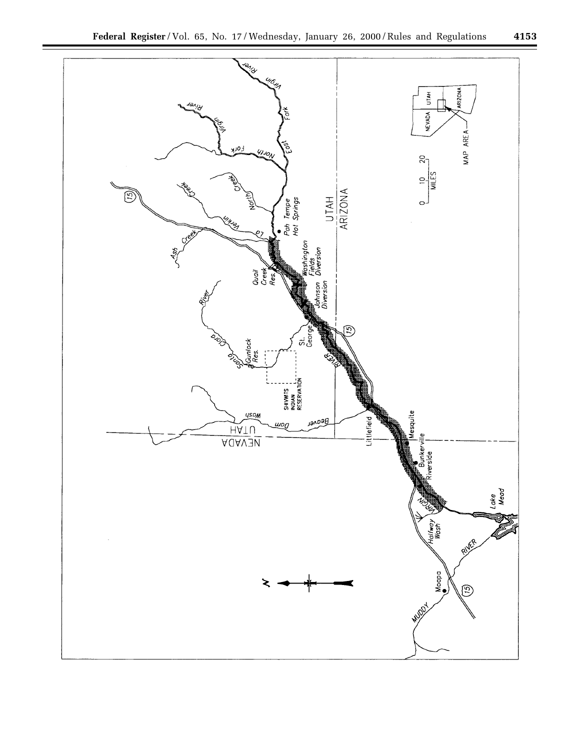Virgin River

Virgin River

North Fork

East Fork

North Creek

Verkin Creek

La

Ash Creek

15

Pah Tempe Hot Springs

Quail Creek Res.

Washington Fields Diversion

Johnson Diversion

St. George

15

RIVER

Santa Clara River

Gunlock Res.

SHIVWITS INDIAN RESERVATION

Beaver Dam Wash

UTAH

NEVADA

UTAH

ARIZONA

Littlefield

Mesquite

Bunkerville

Riverside

VIRGIN

Lake Mead

Halfway Wash

RIVER

Moapa

15

MUDDY

N

0 10 20 MILES

NEVADA UTAH ARIZONA

MAP AREA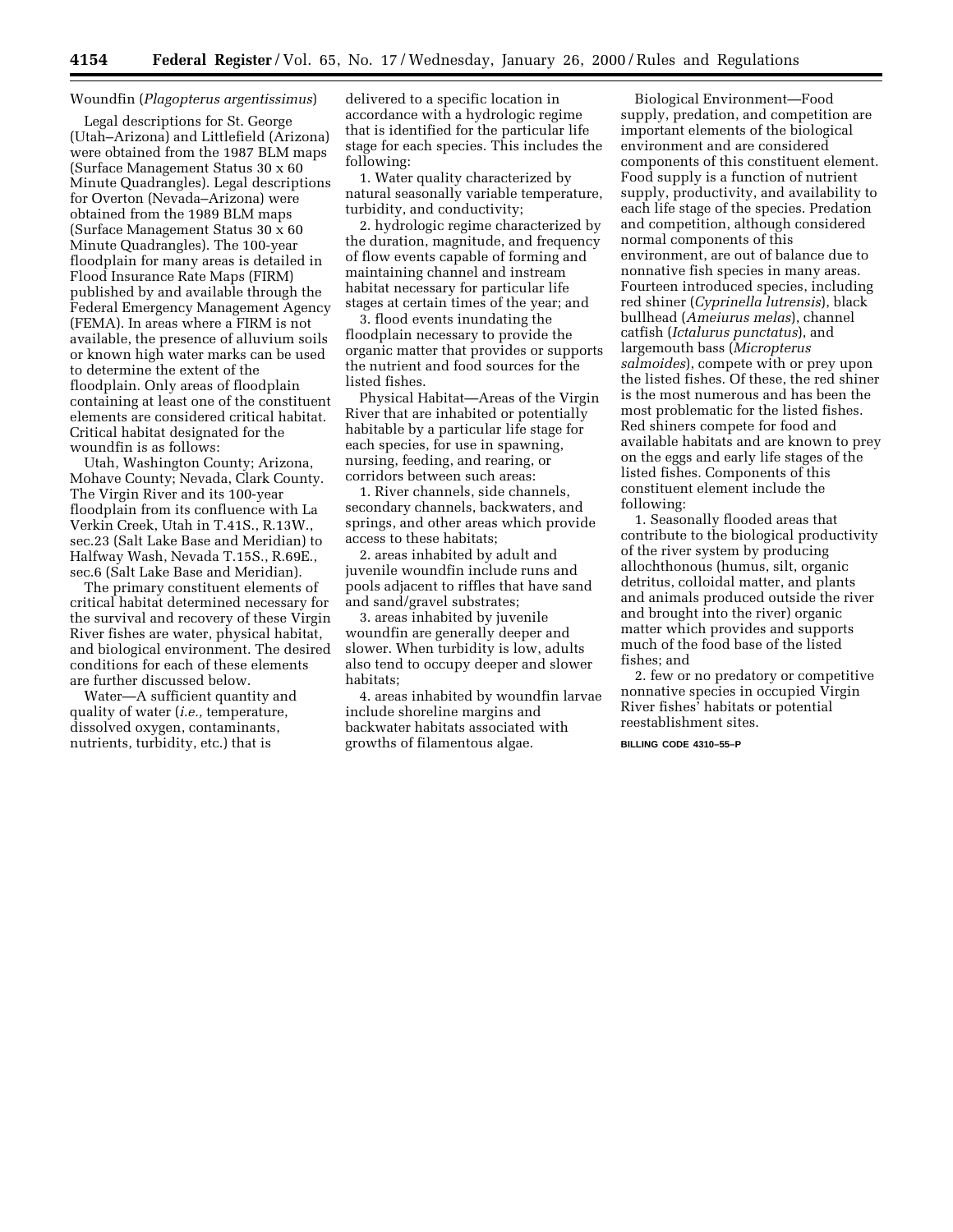Woundfin (*Plagopterus argentissimus*)

Legal descriptions for St. George (Utah–Arizona) and Littlefield (Arizona) were obtained from the 1987 BLM maps (Surface Management Status 30 x 60 Minute Quadrangles). Legal descriptions for Overton (Nevada–Arizona) were obtained from the 1989 BLM maps (Surface Management Status 30 x 60 Minute Quadrangles). The 100-year floodplain for many areas is detailed in Flood Insurance Rate Maps (FIRM) published by and available through the Federal Emergency Management Agency (FEMA). In areas where a FIRM is not available, the presence of alluvium soils or known high water marks can be used to determine the extent of the floodplain. Only areas of floodplain containing at least one of the constituent elements are considered critical habitat. Critical habitat designated for the woundfin is as follows:

Utah, Washington County; Arizona, Mohave County; Nevada, Clark County. The Virgin River and its 100-year floodplain from its confluence with La Verkin Creek, Utah in T.41S., R.13W., sec.23 (Salt Lake Base and Meridian) to Halfway Wash, Nevada T.15S., R.69E., sec.6 (Salt Lake Base and Meridian).

The primary constituent elements of critical habitat determined necessary for the survival and recovery of these Virgin River fishes are water, physical habitat, and biological environment. The desired conditions for each of these elements are further discussed below.

Water—A sufficient quantity and quality of water (*i.e.,* temperature, dissolved oxygen, contaminants, nutrients, turbidity, etc.) that is delivered to a specific location in accordance with a hydrologic regime that is identified for the particular life stage for each species. This includes the following:

1. Water quality characterized by natural seasonally variable temperature, turbidity, and conductivity;

2. hydrologic regime characterized by the duration, magnitude, and frequency of flow events capable of forming and maintaining channel and instream habitat necessary for particular life stages at certain times of the year; and

3. flood events inundating the floodplain necessary to provide the organic matter that provides or supports the nutrient and food sources for the listed fishes.

Physical Habitat—Areas of the Virgin River that are inhabited or potentially habitable by a particular life stage for each species, for use in spawning, nursing, feeding, and rearing, or corridors between such areas:

1. River channels, side channels, secondary channels, backwaters, and springs, and other areas which provide access to these habitats;

2. areas inhabited by adult and juvenile woundfin include runs and pools adjacent to riffles that have sand and sand/gravel substrates;

3. areas inhabited by juvenile woundfin are generally deeper and slower. When turbidity is low, adults also tend to occupy deeper and slower habitats;

4. areas inhabited by woundfin larvae include shoreline margins and backwater habitats associated with growths of filamentous algae.

Biological Environment—Food supply, predation, and competition are important elements of the biological environment and are considered components of this constituent element. Food supply is a function of nutrient supply, productivity, and availability to each life stage of the species. Predation and competition, although considered normal components of this environment, are out of balance due to nonnative fish species in many areas. Fourteen introduced species, including red shiner (*Cyprinella lutrensis*), black bullhead (*Ameiurus melas*), channel catfish (*Ictalurus punctatus*), and largemouth bass (*Micropterus salmoides*), compete with or prey upon the listed fishes. Of these, the red shiner is the most numerous and has been the most problematic for the listed fishes. Red shiners compete for food and available habitats and are known to prey on the eggs and early life stages of the listed fishes. Components of this constituent element include the following:

1. Seasonally flooded areas that contribute to the biological productivity of the river system by producing allochthonous (humus, silt, organic detritus, colloidal matter, and plants and animals produced outside the river and brought into the river) organic matter which provides and supports much of the food base of the listed fishes; and

2. few or no predatory or competitive nonnative species in occupied Virgin River fishes' habitats or potential reestablishment sites.

BILLING CODE 4310–55–P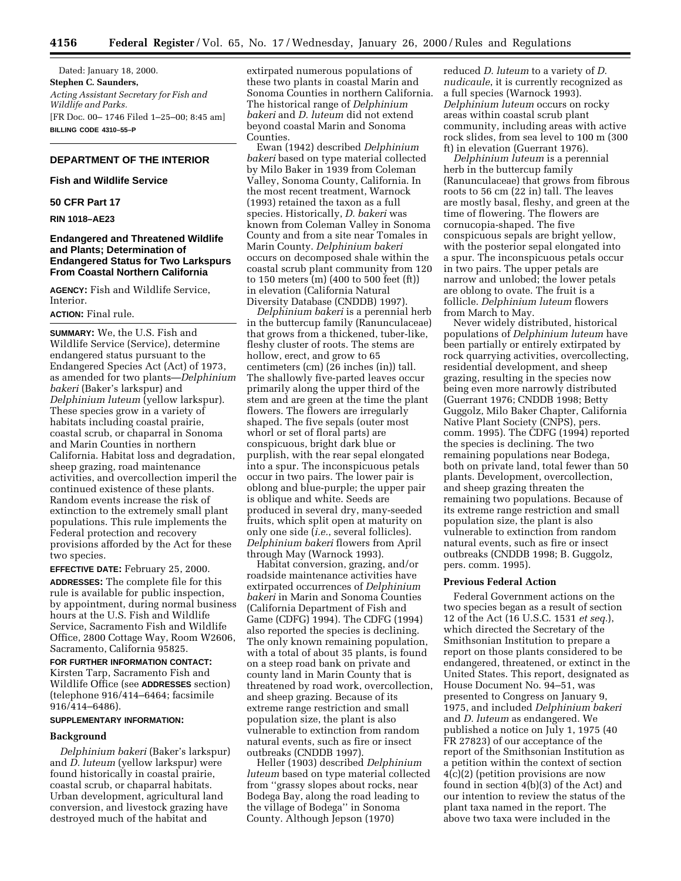Dated: January 18, 2000.

**Stephen C. Saunders,**

*Acting Assistant Secretary for Fish and Wildlife and Parks.*

[FR Doc. 00– 1746 Filed 1–25–00; 8:45 am]

**BILLING CODE 4310–55–P**

---

## DEPARTMENT OF THE INTERIOR

### Fish and Wildlife Service

### 50 CFR Part 17

**RIN 1018–AE23**

### Endangered and Threatened Wildlife and Plants; Determination of Endangered Status for Two Larkspurs From Coastal Northern California

**AGENCY:** Fish and Wildlife Service, Interior.

**ACTION:** Final rule.

**SUMMARY:** We, the U.S. Fish and Wildlife Service (Service), determine endangered status pursuant to the Endangered Species Act (Act) of 1973, as amended for two plants—*Delphinium bakeri* (Baker's larkspur) and *Delphinium luteum* (yellow larkspur). These species grow in a variety of habitats including coastal prairie, coastal scrub, or chaparral in Sonoma and Marin Counties in northern California. Habitat loss and degradation, sheep grazing, road maintenance activities, and overcollection imperil the continued existence of these plants. Random events increase the risk of extinction to the extremely small plant populations. This rule implements the Federal protection and recovery provisions afforded by the Act for these two species.

**EFFECTIVE DATE:** February 25, 2000.

**ADDRESSES:** The complete file for this rule is available for public inspection, by appointment, during normal business hours at the U.S. Fish and Wildlife Service, Sacramento Fish and Wildlife Office, 2800 Cottage Way, Room W2606, Sacramento, California 95825.

**FOR FURTHER INFORMATION CONTACT:** Kirsten Tarp, Sacramento Fish and Wildlife Office (see **ADDRESSES** section) (telephone 916/414–6464; facsimile 916/414–6486).

**SUPPLEMENTARY INFORMATION:**

### Background

*Delphinium bakeri* (Baker's larkspur) and *D. luteum* (yellow larkspur) were found historically in coastal prairie, coastal scrub, or chaparral habitats. Urban development, agricultural land conversion, and livestock grazing have destroyed much of the habitat and extirpated numerous populations of these two plants in coastal Marin and Sonoma Counties in northern California. The historical range of *Delphinium bakeri* and *D. luteum* did not extend beyond coastal Marin and Sonoma Counties.

Ewan (1942) described *Delphinium bakeri* based on type material collected by Milo Baker in 1939 from Coleman Valley, Sonoma County, California. In the most recent treatment, Warnock (1993) retained the taxon as a full species. Historically, *D. bakeri* was known from Coleman Valley in Sonoma County and from a site near Tomales in Marin County. *Delphinium bakeri* occurs on decomposed shale within the coastal scrub plant community from 120 to 150 meters (m) (400 to 500 feet (ft)) in elevation (California Natural Diversity Database (CNDDB) 1997).

*Delphinium bakeri* is a perennial herb in the buttercup family (Ranunculaceae) that grows from a thickened, tuber-like, fleshy cluster of roots. The stems are hollow, erect, and grow to 65 centimeters (cm) (26 inches (in)) tall. The shallowly five-parted leaves occur primarily along the upper third of the stem and are green at the time the plant flowers. The flowers are irregularly shaped. The five sepals (outer most whorl or set of floral parts) are conspicuous, bright dark blue or purplish, with the rear sepal elongated into a spur. The inconspicuous petals occur in two pairs. The lower pair is oblong and blue-purple; the upper pair is oblique and white. Seeds are produced in several dry, many-seeded fruits, which split open at maturity on only one side (*i.e.*, several follicles). *Delphinium bakeri* flowers from April through May (Warnock 1993).

Habitat conversion, grazing, and/or roadside maintenance activities have extirpated occurrences of *Delphinium bakeri* in Marin and Sonoma Counties (California Department of Fish and Game (CDFG) 1994). The CDFG (1994) also reported the species is declining. The only known remaining population, with a total of about 35 plants, is found on a steep road bank on private and county land in Marin County that is threatened by road work, overcollection, and sheep grazing. Because of its extreme range restriction and small population size, the plant is also vulnerable to extinction from random natural events, such as fire or insect outbreaks (CNDDB 1997).

Heller (1903) described *Delphinium luteum* based on type material collected from "grassy slopes about rocks, near Bodega Bay, along the road leading to the village of Bodega" in Sonoma County. Although Jepson (1970) reduced *D. luteum* to a variety of *D. nudicaule*, it is currently recognized as a full species (Warnock 1993). *Delphinium luteum* occurs on rocky areas within coastal scrub plant community, including areas with active rock slides, from sea level to 100 m (300 ft) in elevation (Guerrant 1976).

*Delphinium luteum* is a perennial herb in the buttercup family (Ranunculaceae) that grows from fibrous roots to 56 cm (22 in) tall. The leaves are mostly basal, fleshy, and green at the time of flowering. The flowers are cornucopia-shaped. The five conspicuous sepals are bright yellow, with the posterior sepal elongated into a spur. The inconspicuous petals occur in two pairs. The upper petals are narrow and unlobed; the lower petals are oblong to ovate. The fruit is a follicle. *Delphinium luteum* flowers from March to May.

Never widely distributed, historical populations of *Delphinium luteum* have been partially or entirely extirpated by rock quarrying activities, overcollecting, residential development, and sheep grazing, resulting in the species now being even more narrowly distributed (Guerrant 1976; CNDDB 1998; Betty Guggolz, Milo Baker Chapter, California Native Plant Society (CNPS), pers. comm. 1995). The CDFG (1994) reported the species is declining. The two remaining populations near Bodega, both on private land, total fewer than 50 plants. Development, overcollection, and sheep grazing threaten the remaining two populations. Because of its extreme range restriction and small population size, the plant is also vulnerable to extinction from random natural events, such as fire or insect outbreaks (CNDDB 1998; B. Guggolz, pers. comm. 1995).

### Previous Federal Action

Federal Government actions on the two species began as a result of section 12 of the Act (16 U.S.C. 1531 *et seq.*), which directed the Secretary of the Smithsonian Institution to prepare a report on those plants considered to be endangered, threatened, or extinct in the United States. This report, designated as House Document No. 94–51, was presented to Congress on January 9, 1975, and included *Delphinium bakeri* and *D. luteum* as endangered. We published a notice on July 1, 1975 (40 FR 27823) of our acceptance of the report of the Smithsonian Institution as a petition within the context of section 4(c)(2) (petition provisions are now found in section 4(b)(3) of the Act) and our intention to review the status of the plant taxa named in the report. The above two taxa were included in the